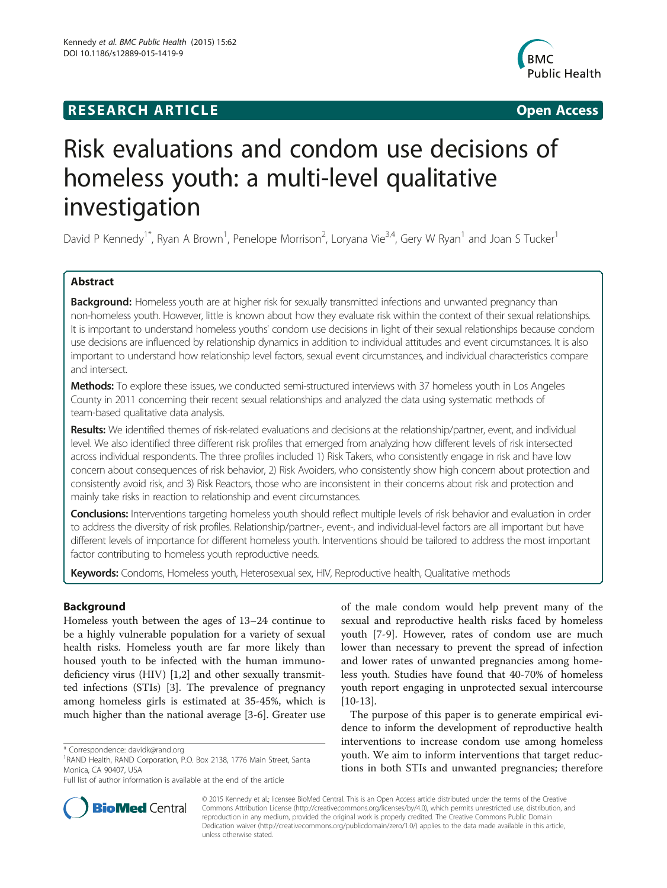**RESEARCH ARTICLE** **Open Access**

# Risk evaluations and condom use decisions of homeless youth: a multi-level qualitative investigation

David P Kennedy[1*], Ryan A Brown[1], Penelope Morrison[2], Loryana Vie[3,4], Gery W Ryan[1] and Joan S Tucker[1]

## Abstract

**Background:** Homeless youth are at higher risk for sexually transmitted infections and unwanted pregnancy than non-homeless youth. However, little is known about how they evaluate risk within the context of their sexual relationships. It is important to understand homeless youths' condom use decisions in light of their sexual relationships because condom use decisions are influenced by relationship dynamics in addition to individual attitudes and event circumstances. It is also important to understand how relationship level factors, sexual event circumstances, and individual characteristics compare and intersect.

**Methods:** To explore these issues, we conducted semi-structured interviews with 37 homeless youth in Los Angeles County in 2011 concerning their recent sexual relationships and analyzed the data using systematic methods of team-based qualitative data analysis.

**Results:** We identified themes of risk-related evaluations and decisions at the relationship/partner, event, and individual level. We also identified three different risk profiles that emerged from analyzing how different levels of risk intersected across individual respondents. The three profiles included 1) Risk Takers, who consistently engage in risk and have low concern about consequences of risk behavior, 2) Risk Avoiders, who consistently show high concern about protection and consistently avoid risk, and 3) Risk Reactors, those who are inconsistent in their concerns about risk and protection and mainly take risks in reaction to relationship and event circumstances.

**Conclusions:** Interventions targeting homeless youth should reflect multiple levels of risk behavior and evaluation in order to address the diversity of risk profiles. Relationship/partner-, event-, and individual-level factors are all important but have different levels of importance for different homeless youth. Interventions should be tailored to address the most important factor contributing to homeless youth reproductive needs.

**Keywords:** Condoms, Homeless youth, Heterosexual sex, HIV, Reproductive health, Qualitative methods

## Background

Homeless youth between the ages of 13–24 continue to be a highly vulnerable population for a variety of sexual health risks. Homeless youth are far more likely than housed youth to be infected with the human immunodeficiency virus (HIV) [1,2] and other sexually transmitted infections (STIs) [3]. The prevalence of pregnancy among homeless girls is estimated at 35-45%, which is much higher than the national average [3-6]. Greater use of the male condom would help prevent many of the sexual and reproductive health risks faced by homeless youth [7-9]. However, rates of condom use are much lower than necessary to prevent the spread of infection and lower rates of unwanted pregnancies among homeless youth. Studies have found that 40-70% of homeless youth report engaging in unprotected sexual intercourse [10-13].

The purpose of this paper is to generate empirical evidence to inform the development of reproductive health interventions to increase condom use among homeless youth. We aim to inform interventions that target reductions in both STIs and unwanted pregnancies; therefore

\* Correspondence: davidk@rand.org
[1]RAND Health, RAND Corporation, P.O. Box 2138, 1776 Main Street, Santa Monica, CA 90407, USA
Full list of author information is available at the end of the article

© 2015 Kennedy et al.; licensee BioMed Central. This is an Open Access article distributed under the terms of the Creative Commons Attribution License (http://creativecommons.org/licenses/by/4.0), which permits unrestricted use, distribution, and reproduction in any medium, provided the original work is properly credited. The Creative Commons Public Domain Dedication waiver (http://creativecommons.org/publicdomain/zero/1.0/) applies to the data made available in this article, unless otherwise stated.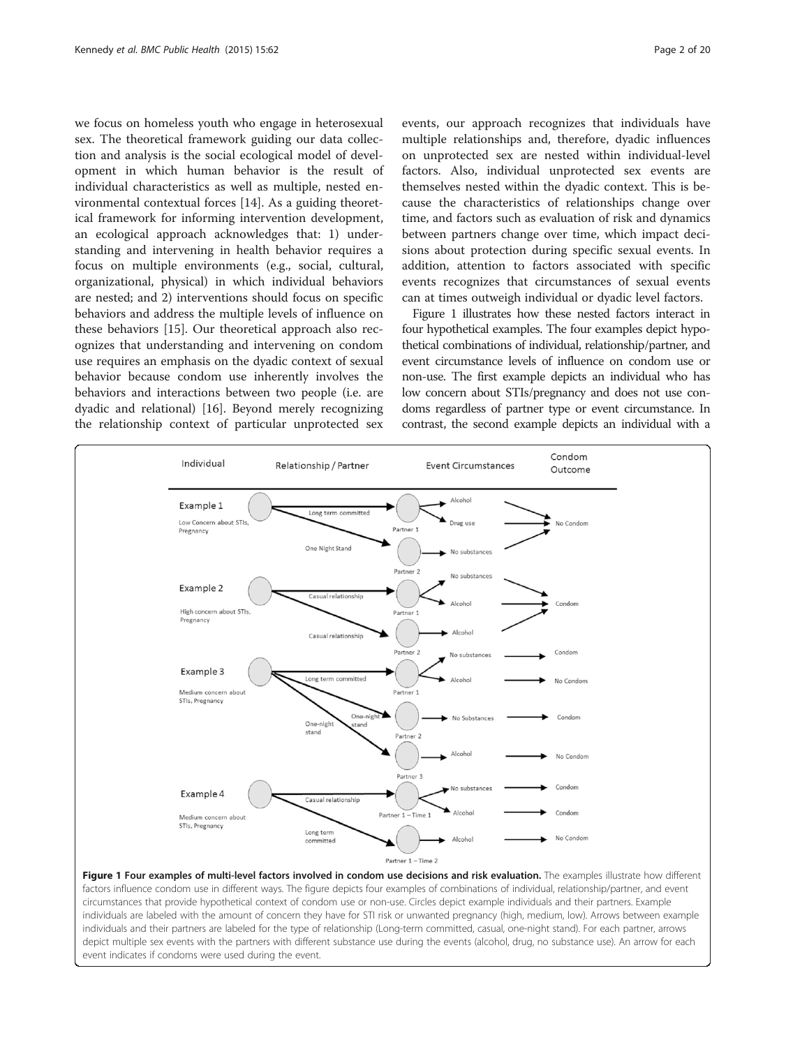we focus on homeless youth who engage in heterosexual sex. The theoretical framework guiding our data collection and analysis is the social ecological model of development in which human behavior is the result of individual characteristics as well as multiple, nested environmental contextual forces [14]. As a guiding theoretical framework for informing intervention development, an ecological approach acknowledges that: 1) understanding and intervening in health behavior requires a focus on multiple environments (e.g., social, cultural, organizational, physical) in which individual behaviors are nested; and 2) interventions should focus on specific behaviors and address the multiple levels of influence on these behaviors [15]. Our theoretical approach also recognizes that understanding and intervening on condom use requires an emphasis on the dyadic context of sexual behavior because condom use inherently involves the behaviors and interactions between two people (i.e. are dyadic and relational) [16]. Beyond merely recognizing the relationship context of particular unprotected sex events, our approach recognizes that individuals have multiple relationships and, therefore, dyadic influences on unprotected sex are nested within individual-level factors. Also, individual unprotected sex events are themselves nested within the dyadic context. This is because the characteristics of relationships change over time, and factors such as evaluation of risk and dynamics between partners change over time, which impact decisions about protection during specific sexual events. In addition, attention to factors associated with specific events recognizes that circumstances of sexual events can at times outweigh individual or dyadic level factors.

Figure 1 illustrates how these nested factors interact in four hypothetical examples. The four examples depict hypothetical combinations of individual, relationship/partner, and event circumstance levels of influence on condom use or non-use. The first example depicts an individual who has low concern about STIs/pregnancy and does not use condoms regardless of partner type or event circumstance. In contrast, the second example depicts an individual with a

Individual
Relationship / Partner
Event Circumstances
Condom Outcome

Example 1
Low Concern about STIs, Pregnancy
Long term committed
One Night Stand
Partner 1
Partner 2
Alcohol
Drug use
No substances
No Condom

Example 2
High concern about STIs, Pregnancy
Casual relationship
Casual relationship
Partner 1
Partner 2
No substances
Alcohol
Alcohol
Condom

Example 3
Medium concern about STIs, Pregnancy
Long term committed
One-night stand
One-night stand
Partner 1
Partner 2
Partner 3
No substances
Alcohol
No Substances
Alcohol
Condom
No Condom
Condom
No Condom

Example 4
Medium concern about STIs, Pregnancy
Casual relationship
Long term committed
Partner 1 – Time 1
Partner 1 – Time 2
No substances
Alcohol
Alcohol
Condom
Condom
No Condom

**Figure 1 Four examples of multi-level factors involved in condom use decisions and risk evaluation.** The examples illustrate how different factors influence condom use in different ways. The figure depicts four examples of combinations of individual, relationship/partner, and event circumstances that provide hypothetical context of condom use or non-use. Circles depict example individuals and their partners. Example individuals are labeled with the amount of concern they have for STI risk or unwanted pregnancy (high, medium, low). Arrows between example individuals and their partners are labeled for the type of relationship (Long-term committed, casual, one-night stand). For each partner, arrows depict multiple sex events with the partners with different substance use during the events (alcohol, drug, no substance use). An arrow for each event indicates if condoms were used during the event.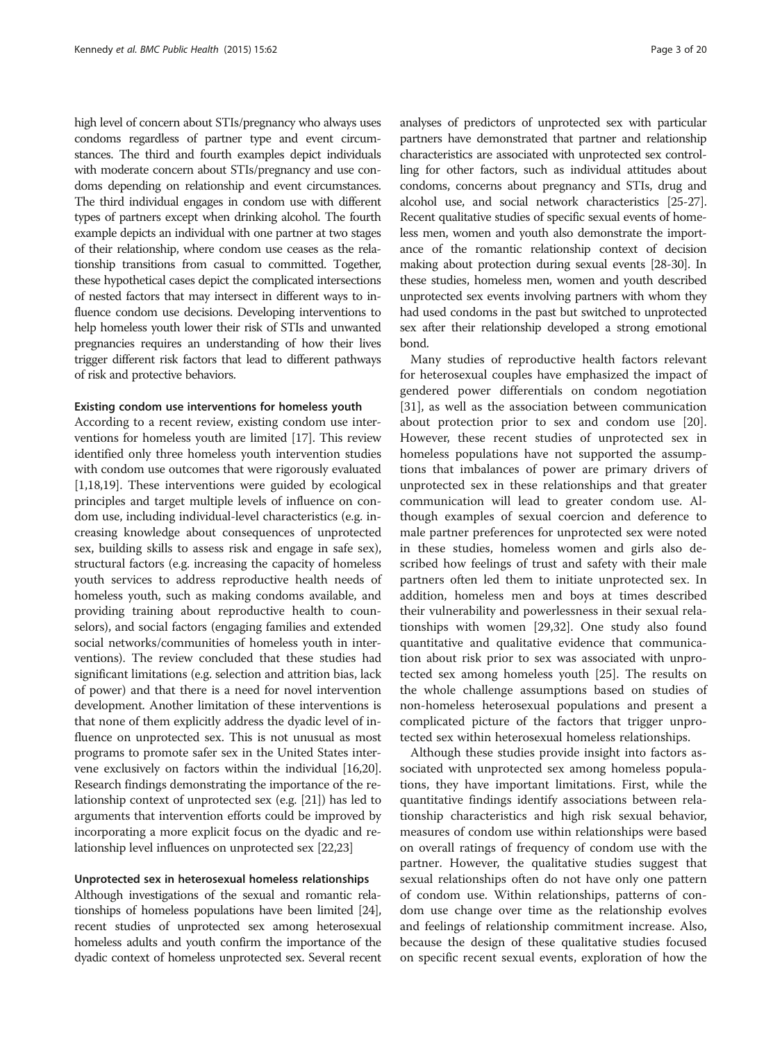high level of concern about STIs/pregnancy who always uses condoms regardless of partner type and event circumstances. The third and fourth examples depict individuals with moderate concern about STIs/pregnancy and use condoms depending on relationship and event circumstances. The third individual engages in condom use with different types of partners except when drinking alcohol. The fourth example depicts an individual with one partner at two stages of their relationship, where condom use ceases as the relationship transitions from casual to committed. Together, these hypothetical cases depict the complicated intersections of nested factors that may intersect in different ways to influence condom use decisions. Developing interventions to help homeless youth lower their risk of STIs and unwanted pregnancies requires an understanding of how their lives trigger different risk factors that lead to different pathways of risk and protective behaviors.

#### Existing condom use interventions for homeless youth

According to a recent review, existing condom use interventions for homeless youth are limited [17]. This review identified only three homeless youth intervention studies with condom use outcomes that were rigorously evaluated [1,18,19]. These interventions were guided by ecological principles and target multiple levels of influence on condom use, including individual-level characteristics (e.g. increasing knowledge about consequences of unprotected sex, building skills to assess risk and engage in safe sex), structural factors (e.g. increasing the capacity of homeless youth services to address reproductive health needs of homeless youth, such as making condoms available, and providing training about reproductive health to counselors), and social factors (engaging families and extended social networks/communities of homeless youth in interventions). The review concluded that these studies had significant limitations (e.g. selection and attrition bias, lack of power) and that there is a need for novel intervention development. Another limitation of these interventions is that none of them explicitly address the dyadic level of influence on unprotected sex. This is not unusual as most programs to promote safer sex in the United States intervene exclusively on factors within the individual [16,20]. Research findings demonstrating the importance of the relationship context of unprotected sex (e.g. [21]) has led to arguments that intervention efforts could be improved by incorporating a more explicit focus on the dyadic and relationship level influences on unprotected sex [22,23]

#### Unprotected sex in heterosexual homeless relationships

Although investigations of the sexual and romantic relationships of homeless populations have been limited [24], recent studies of unprotected sex among heterosexual homeless adults and youth confirm the importance of the dyadic context of homeless unprotected sex. Several recent analyses of predictors of unprotected sex with particular partners have demonstrated that partner and relationship characteristics are associated with unprotected sex controlling for other factors, such as individual attitudes about condoms, concerns about pregnancy and STIs, drug and alcohol use, and social network characteristics [25-27]. Recent qualitative studies of specific sexual events of homeless men, women and youth also demonstrate the importance of the romantic relationship context of decision making about protection during sexual events [28-30]. In these studies, homeless men, women and youth described unprotected sex events involving partners with whom they had used condoms in the past but switched to unprotected sex after their relationship developed a strong emotional bond.

Many studies of reproductive health factors relevant for heterosexual couples have emphasized the impact of gendered power differentials on condom negotiation [31], as well as the association between communication about protection prior to sex and condom use [20]. However, these recent studies of unprotected sex in homeless populations have not supported the assumptions that imbalances of power are primary drivers of unprotected sex in these relationships and that greater communication will lead to greater condom use. Although examples of sexual coercion and deference to male partner preferences for unprotected sex were noted in these studies, homeless women and girls also described how feelings of trust and safety with their male partners often led them to initiate unprotected sex. In addition, homeless men and boys at times described their vulnerability and powerlessness in their sexual relationships with women [29,32]. One study also found quantitative and qualitative evidence that communication about risk prior to sex was associated with unprotected sex among homeless youth [25]. The results on the whole challenge assumptions based on studies of non-homeless heterosexual populations and present a complicated picture of the factors that trigger unprotected sex within heterosexual homeless relationships.

Although these studies provide insight into factors associated with unprotected sex among homeless populations, they have important limitations. First, while the quantitative findings identify associations between relationship characteristics and high risk sexual behavior, measures of condom use within relationships were based on overall ratings of frequency of condom use with the partner. However, the qualitative studies suggest that sexual relationships often do not have only one pattern of condom use. Within relationships, patterns of condom use change over time as the relationship evolves and feelings of relationship commitment increase. Also, because the design of these qualitative studies focused on specific recent sexual events, exploration of how the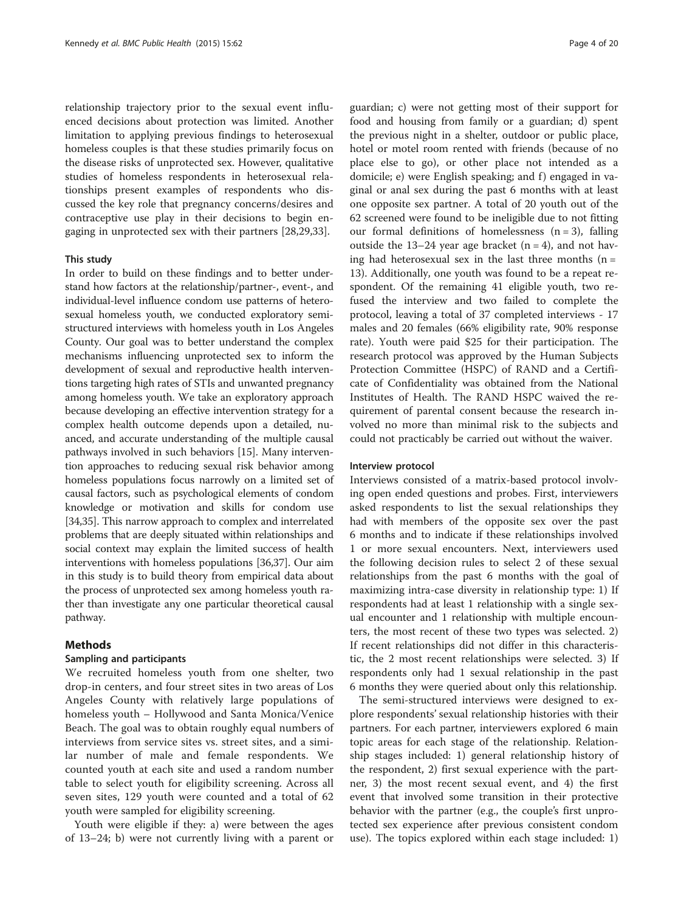relationship trajectory prior to the sexual event influenced decisions about protection was limited. Another limitation to applying previous findings to heterosexual homeless couples is that these studies primarily focus on the disease risks of unprotected sex. However, qualitative studies of homeless respondents in heterosexual relationships present examples of respondents who discussed the key role that pregnancy concerns/desires and contraceptive use play in their decisions to begin engaging in unprotected sex with their partners [28,29,33].

### This study

In order to build on these findings and to better understand how factors at the relationship/partner-, event-, and individual-level influence condom use patterns of heterosexual homeless youth, we conducted exploratory semi-structured interviews with homeless youth in Los Angeles County. Our goal was to better understand the complex mechanisms influencing unprotected sex to inform the development of sexual and reproductive health interventions targeting high rates of STIs and unwanted pregnancy among homeless youth. We take an exploratory approach because developing an effective intervention strategy for a complex health outcome depends upon a detailed, nuanced, and accurate understanding of the multiple causal pathways involved in such behaviors [15]. Many intervention approaches to reducing sexual risk behavior among homeless populations focus narrowly on a limited set of causal factors, such as psychological elements of condom knowledge or motivation and skills for condom use [34,35]. This narrow approach to complex and interrelated problems that are deeply situated within relationships and social context may explain the limited success of health interventions with homeless populations [36,37]. Our aim in this study is to build theory from empirical data about the process of unprotected sex among homeless youth rather than investigate any one particular theoretical causal pathway.

## Methods

### Sampling and participants

We recruited homeless youth from one shelter, two drop-in centers, and four street sites in two areas of Los Angeles County with relatively large populations of homeless youth – Hollywood and Santa Monica/Venice Beach. The goal was to obtain roughly equal numbers of interviews from service sites vs. street sites, and a similar number of male and female respondents. We counted youth at each site and used a random number table to select youth for eligibility screening. Across all seven sites, 129 youth were counted and a total of 62 youth were sampled for eligibility screening.

Youth were eligible if they: a) were between the ages of 13–24; b) were not currently living with a parent or guardian; c) were not getting most of their support for food and housing from family or a guardian; d) spent the previous night in a shelter, outdoor or public place, hotel or motel room rented with friends (because of no place else to go), or other place not intended as a domicile; e) were English speaking; and f) engaged in vaginal or anal sex during the past 6 months with at least one opposite sex partner. A total of 20 youth out of the 62 screened were found to be ineligible due to not fitting our formal definitions of homelessness (n = 3), falling outside the 13–24 year age bracket (n = 4), and not having had heterosexual sex in the last three months (n = 13). Additionally, one youth was found to be a repeat respondent. Of the remaining 41 eligible youth, two refused the interview and two failed to complete the protocol, leaving a total of 37 completed interviews - 17 males and 20 females (66% eligibility rate, 90% response rate). Youth were paid $25 for their participation. The research protocol was approved by the Human Subjects Protection Committee (HSPC) of RAND and a Certificate of Confidentiality was obtained from the National Institutes of Health. The RAND HSPC waived the requirement of parental consent because the research involved no more than minimal risk to the subjects and could not practicably be carried out without the waiver.

### Interview protocol

Interviews consisted of a matrix-based protocol involving open ended questions and probes. First, interviewers asked respondents to list the sexual relationships they had with members of the opposite sex over the past 6 months and to indicate if these relationships involved 1 or more sexual encounters. Next, interviewers used the following decision rules to select 2 of these sexual relationships from the past 6 months with the goal of maximizing intra-case diversity in relationship type: 1) If respondents had at least 1 relationship with a single sexual encounter and 1 relationship with multiple encounters, the most recent of these two types was selected. 2) If recent relationships did not differ in this characteristic, the 2 most recent relationships were selected. 3) If respondents only had 1 sexual relationship in the past 6 months they were queried about only this relationship.

The semi-structured interviews were designed to explore respondents' sexual relationship histories with their partners. For each partner, interviewers explored 6 main topic areas for each stage of the relationship. Relationship stages included: 1) general relationship history of the respondent, 2) first sexual experience with the partner, 3) the most recent sexual event, and 4) the first event that involved some transition in their protective behavior with the partner (e.g., the couple's first unprotected sex experience after previous consistent condom use). The topics explored within each stage included: 1)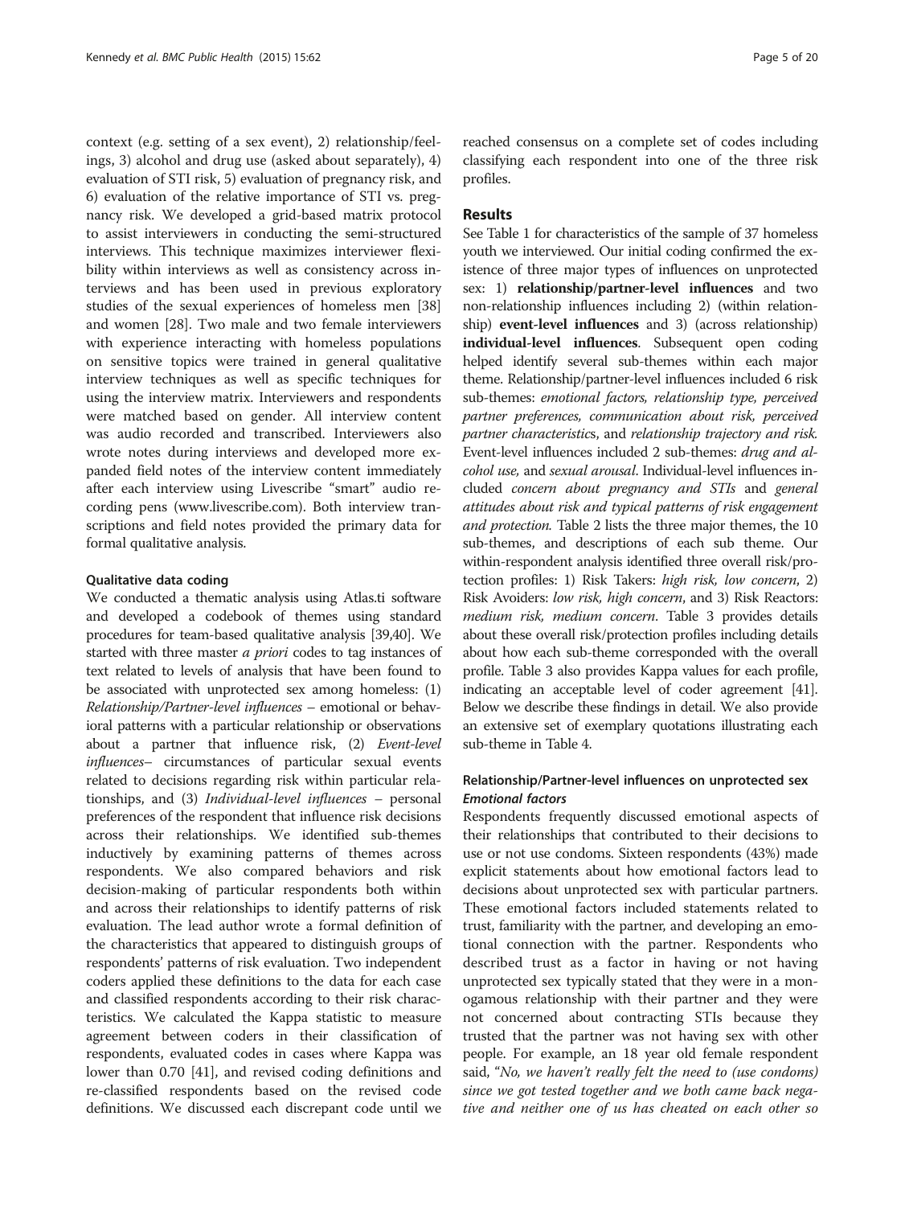context (e.g. setting of a sex event), 2) relationship/feelings, 3) alcohol and drug use (asked about separately), 4) evaluation of STI risk, 5) evaluation of pregnancy risk, and 6) evaluation of the relative importance of STI vs. pregnancy risk. We developed a grid-based matrix protocol to assist interviewers in conducting the semi-structured interviews. This technique maximizes interviewer flexibility within interviews as well as consistency across interviews and has been used in previous exploratory studies of the sexual experiences of homeless men [38] and women [28]. Two male and two female interviewers with experience interacting with homeless populations on sensitive topics were trained in general qualitative interview techniques as well as specific techniques for using the interview matrix. Interviewers and respondents were matched based on gender. All interview content was audio recorded and transcribed. Interviewers also wrote notes during interviews and developed more expanded field notes of the interview content immediately after each interview using Livescribe "smart" audio recording pens (www.livescribe.com). Both interview transcriptions and field notes provided the primary data for formal qualitative analysis.

### Qualitative data coding

We conducted a thematic analysis using Atlas.ti software and developed a codebook of themes using standard procedures for team-based qualitative analysis [39,40]. We started with three master *a priori* codes to tag instances of text related to levels of analysis that have been found to be associated with unprotected sex among homeless: (1) *Relationship/Partner-level influences* – emotional or behavioral patterns with a particular relationship or observations about a partner that influence risk, (2) *Event-level influences*– circumstances of particular sexual events related to decisions regarding risk within particular relationships, and (3) *Individual-level influences* – personal preferences of the respondent that influence risk decisions across their relationships. We identified sub-themes inductively by examining patterns of themes across respondents. We also compared behaviors and risk decision-making of particular respondents both within and across their relationships to identify patterns of risk evaluation. The lead author wrote a formal definition of the characteristics that appeared to distinguish groups of respondents' patterns of risk evaluation. Two independent coders applied these definitions to the data for each case and classified respondents according to their risk characteristics. We calculated the Kappa statistic to measure agreement between coders in their classification of respondents, evaluated codes in cases where Kappa was lower than 0.70 [41], and revised coding definitions and re-classified respondents based on the revised code definitions. We discussed each discrepant code until we reached consensus on a complete set of codes including classifying each respondent into one of the three risk profiles.

## Results

See Table 1 for characteristics of the sample of 37 homeless youth we interviewed. Our initial coding confirmed the existence of three major types of influences on unprotected sex: 1) **relationship/partner-level influences** and two non-relationship influences including 2) (within relationship) **event-level influences** and 3) (across relationship) **individual-level influences**. Subsequent open coding helped identify several sub-themes within each major theme. Relationship/partner-level influences included 6 risk sub-themes: *emotional factors, relationship type, perceived partner preferences, communication about risk, perceived partner characteristic*s, and *relationship trajectory and risk.* Event-level influences included 2 sub-themes: *drug and alcohol use,* and *sexual arousal*. Individual-level influences included *concern about pregnancy and STIs* and *general attitudes about risk and typical patterns of risk engagement and protection.* Table 2 lists the three major themes, the 10 sub-themes, and descriptions of each sub theme. Our within-respondent analysis identified three overall risk/protection profiles: 1) Risk Takers: *high risk, low concern*, 2) Risk Avoiders: *low risk, high concern*, and 3) Risk Reactors: *medium risk, medium concern*. Table 3 provides details about these overall risk/protection profiles including details about how each sub-theme corresponded with the overall profile. Table 3 also provides Kappa values for each profile, indicating an acceptable level of coder agreement [41]. Below we describe these findings in detail. We also provide an extensive set of exemplary quotations illustrating each sub-theme in Table 4.

### Relationship/Partner-level influences on unprotected sex

#### *Emotional factors*

Respondents frequently discussed emotional aspects of their relationships that contributed to their decisions to use or not use condoms. Sixteen respondents (43%) made explicit statements about how emotional factors lead to decisions about unprotected sex with particular partners. These emotional factors included statements related to trust, familiarity with the partner, and developing an emotional connection with the partner. Respondents who described trust as a factor in having or not having unprotected sex typically stated that they were in a monogamous relationship with their partner and they were not concerned about contracting STIs because they trusted that the partner was not having sex with other people. For example, an 18 year old female respondent said, "*No, we haven't really felt the need to (use condoms) since we got tested together and we both came back negative and neither one of us has cheated on each other so*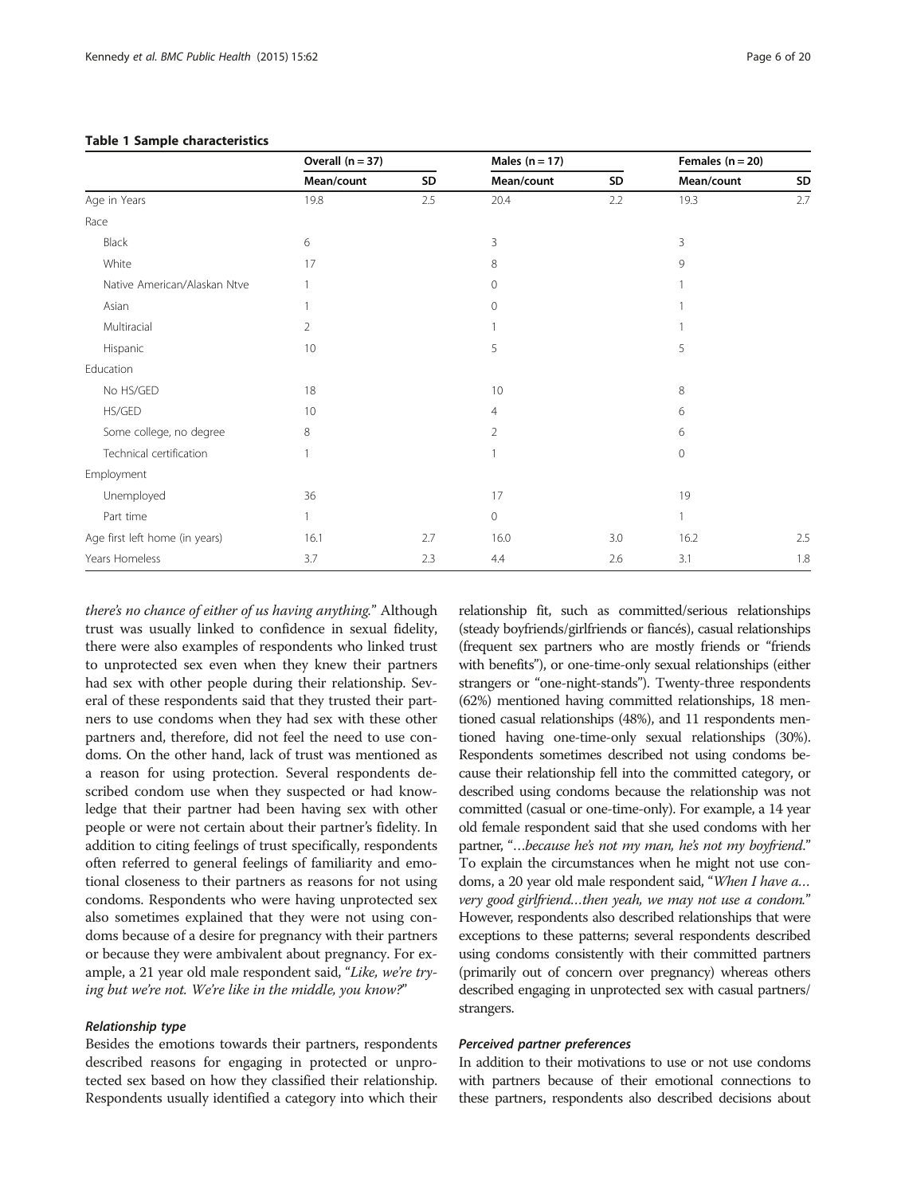**Table 1 Sample characteristics**

| | Overall (n = 37) | | Males (n = 17) | | Females (n = 20) | |
|---|---|---|---|---|---|---|
| | Mean/count | SD | Mean/count | SD | Mean/count | SD |
| Age in Years | 19.8 | 2.5 | 20.4 | 2.2 | 19.3 | 2.7 |
| Race | | | | | | |
| Black | 6 | | 3 | | 3 | |
| White | 17 | | 8 | | 9 | |
| Native American/Alaskan Ntve | 1 | | 0 | | 1 | |
| Asian | 1 | | 0 | | 1 | |
| Multiracial | 2 | | 1 | | 1 | |
| Hispanic | 10 | | 5 | | 5 | |
| Education | | | | | | |
| No HS/GED | 18 | | 10 | | 8 | |
| HS/GED | 10 | | 4 | | 6 | |
| Some college, no degree | 8 | | 2 | | 6 | |
| Technical certification | 1 | | 1 | | 0 | |
| Employment | | | | | | |
| Unemployed | 36 | | 17 | | 19 | |
| Part time | 1 | | 0 | | 1 | |
| Age first left home (in years) | 16.1 | 2.7 | 16.0 | 3.0 | 16.2 | 2.5 |
| Years Homeless | 3.7 | 2.3 | 4.4 | 2.6 | 3.1 | 1.8 |

*there's no chance of either of us having anything.*" Although trust was usually linked to confidence in sexual fidelity, there were also examples of respondents who linked trust to unprotected sex even when they knew their partners had sex with other people during their relationship. Several of these respondents said that they trusted their partners to use condoms when they had sex with these other partners and, therefore, did not feel the need to use condoms. On the other hand, lack of trust was mentioned as a reason for using protection. Several respondents described condom use when they suspected or had knowledge that their partner had been having sex with other people or were not certain about their partner's fidelity. In addition to citing feelings of trust specifically, respondents often referred to general feelings of familiarity and emotional closeness to their partners as reasons for not using condoms. Respondents who were having unprotected sex also sometimes explained that they were not using condoms because of a desire for pregnancy with their partners or because they were ambivalent about pregnancy. For example, a 21 year old male respondent said, "*Like, we're trying but we're not. We're like in the middle, you know?*"

#### *Relationship type*

Besides the emotions towards their partners, respondents described reasons for engaging in protected or unprotected sex based on how they classified their relationship. Respondents usually identified a category into which their relationship fit, such as committed/serious relationships (steady boyfriends/girlfriends or fiancés), casual relationships (frequent sex partners who are mostly friends or "friends with benefits"), or one-time-only sexual relationships (either strangers or "one-night-stands"). Twenty-three respondents (62%) mentioned having committed relationships, 18 mentioned casual relationships (48%), and 11 respondents mentioned having one-time-only sexual relationships (30%). Respondents sometimes described not using condoms because their relationship fell into the committed category, or described using condoms because the relationship was not committed (casual or one-time-only). For example, a 14 year old female respondent said that she used condoms with her partner, "…*because he's not my man, he's not my boyfriend.*" To explain the circumstances when he might not use condoms, a 20 year old male respondent said, "*When I have a… very good girlfriend…then yeah, we may not use a condom.*" However, respondents also described relationships that were exceptions to these patterns; several respondents described using condoms consistently with their committed partners (primarily out of concern over pregnancy) whereas others described engaging in unprotected sex with casual partners/strangers.

#### *Perceived partner preferences*

In addition to their motivations to use or not use condoms with partners because of their emotional connections to these partners, respondents also described decisions about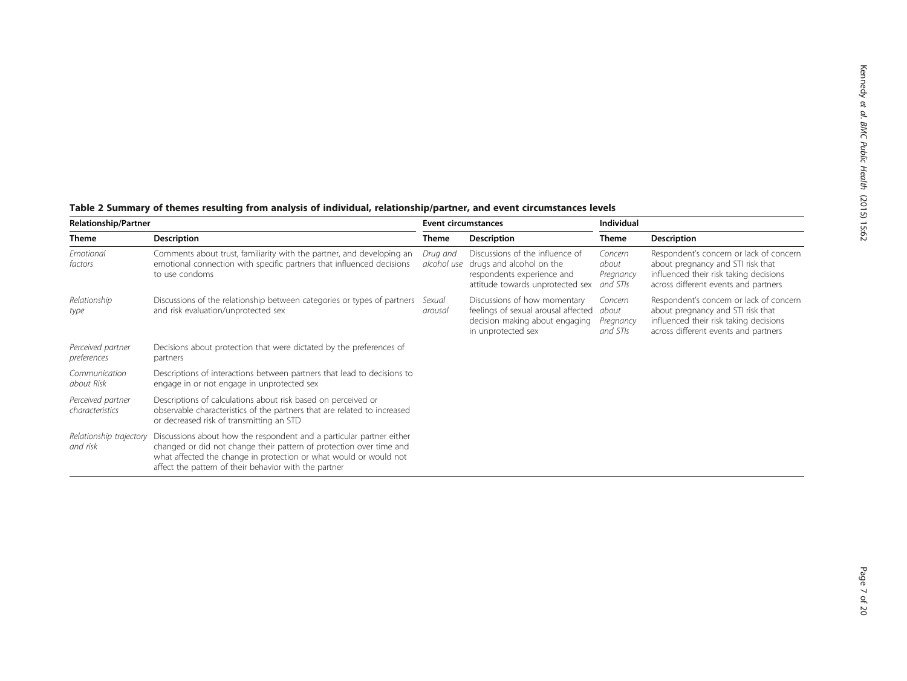**Table 2 Summary of themes resulting from analysis of individual, relationship/partner, and event circumstances levels**

| Relationship/Partner | | Event circumstances | | Individual | |
|---|---|---|---|---|---|
| **Theme** | **Description** | **Theme** | **Description** | **Theme** | **Description** |
| *Emotional factors* | Comments about trust, familiarity with the partner, and developing an emotional connection with specific partners that influenced decisions to use condoms | *Drug and alcohol use* | Discussions of the influence of drugs and alcohol on the respondents experience and attitude towards unprotected sex | *Concern about Pregnancy and STIs* | Respondent's concern or lack of concern about pregnancy and STI risk that influenced their risk taking decisions across different events and partners |
| *Relationship type* | Discussions of the relationship between categories or types of partners and risk evaluation/unprotected sex | *Sexual arousal* | Discussions of how momentary feelings of sexual arousal affected decision making about engaging in unprotected sex | *Concern about Pregnancy and STIs* | Respondent's concern or lack of concern about pregnancy and STI risk that influenced their risk taking decisions across different events and partners |
| *Perceived partner preferences* | Decisions about protection that were dictated by the preferences of partners | | | | |
| *Communication about Risk* | Descriptions of interactions between partners that lead to decisions to engage in or not engage in unprotected sex | | | | |
| *Perceived partner characteristics* | Descriptions of calculations about risk based on perceived or observable characteristics of the partners that are related to increased or decreased risk of transmitting an STD | | | | |
| *Relationship trajectory and risk* | Discussions about how the respondent and a particular partner either changed or did not change their pattern of protection over time and what affected the change in protection or what would or would not affect the pattern of their behavior with the partner | | | | |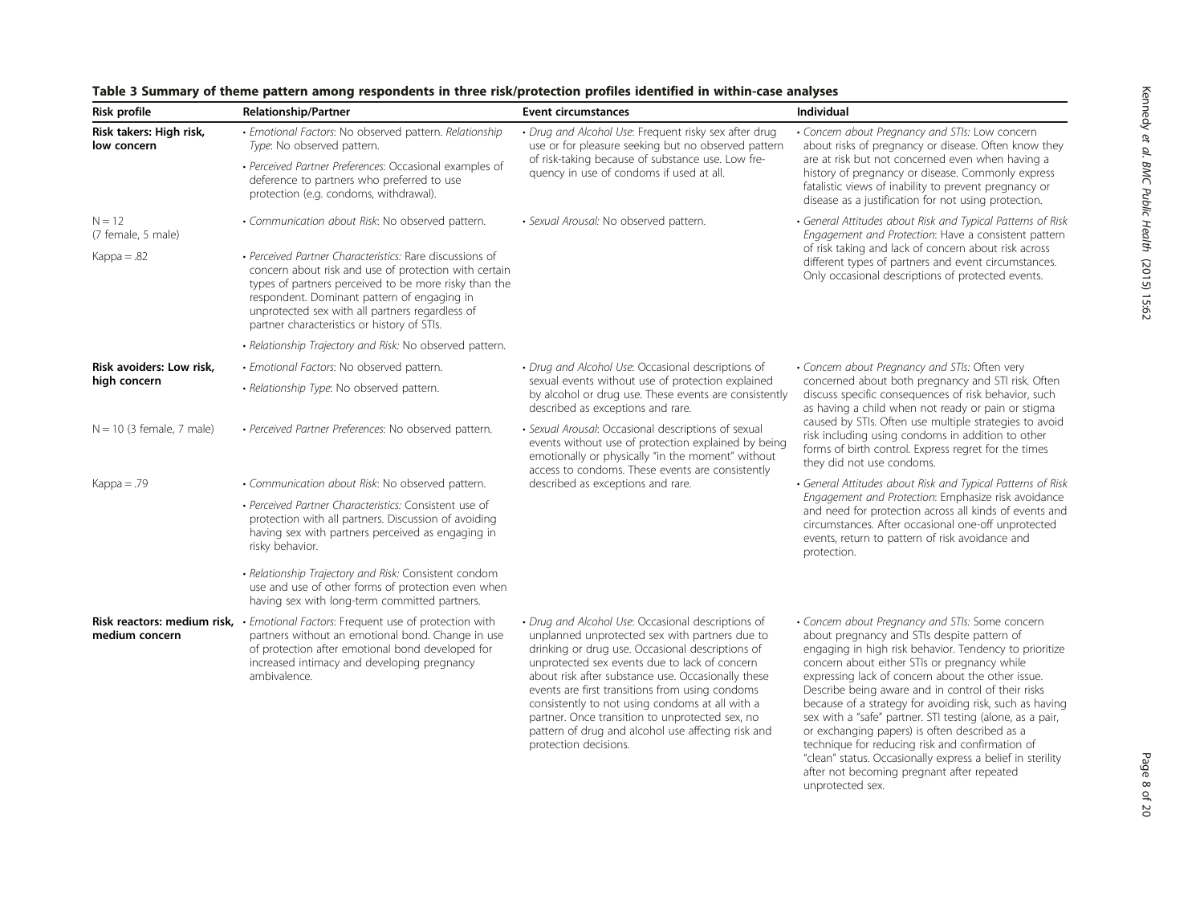**Table 3 Summary of theme pattern among respondents in three risk/protection profiles identified in within-case analyses**

| Risk profile | Relationship/Partner | Event circumstances | Individual |
|---|---|---|---|
| **Risk takers: High risk, low concern**<br>N = 12<br>(7 female, 5 male)<br>Kappa = .82 | • *Emotional Factors*: No observed pattern. *Relationship Type*: No observed pattern.<br>• *Perceived Partner Preferences*: Occasional examples of deference to partners who preferred to use protection (e.g. condoms, withdrawal).<br>• *Communication about Risk*: No observed pattern.<br>• *Perceived Partner Characteristics:* Rare discussions of concern about risk and use of protection with certain types of partners perceived to be more risky than the respondent. Dominant pattern of engaging in unprotected sex with all partners regardless of partner characteristics or history of STIs.<br>• *Relationship Trajectory and Risk:* No observed pattern. | • *Drug and Alcohol Use*: Frequent risky sex after drug use or for pleasure seeking but no observed pattern of risk-taking because of substance use. Low frequency in use of condoms if used at all.<br>• *Sexual Arousal:* No observed pattern. | • *Concern about Pregnancy and STIs:* Low concern about risks of pregnancy or disease. Often know they are at risk but not concerned even when having a history of pregnancy or disease. Commonly express fatalistic views of inability to prevent pregnancy or disease as a justification for not using protection.<br>• *General Attitudes about Risk and Typical Patterns of Risk Engagement and Protection*: Have a consistent pattern of risk taking and lack of concern about risk across different types of partners and event circumstances. Only occasional descriptions of protected events. |
| **Risk avoiders: Low risk, high concern**<br>N = 10 (3 female, 7 male)<br>Kappa = .79 | • *Emotional Factors*: No observed pattern.<br>• *Relationship Type*: No observed pattern.<br>• *Perceived Partner Preferences*: No observed pattern.<br>• *Communication about Risk*: No observed pattern.<br>• *Perceived Partner Characteristics:* Consistent use of protection with all partners. Discussion of avoiding having sex with partners perceived as engaging in risky behavior.<br>• *Relationship Trajectory and Risk:* Consistent condom use and use of other forms of protection even when having sex with long-term committed partners. | • *Drug and Alcohol Use*: Occasional descriptions of sexual events without use of protection explained by alcohol or drug use. These events are consistently described as exceptions and rare.<br>• *Sexual Arousal*: Occasional descriptions of sexual events without use of protection explained by being emotionally or physically "in the moment" without access to condoms. These events are consistently described as exceptions and rare. | • *Concern about Pregnancy and STIs:* Often very concerned about both pregnancy and STI risk. Often discuss specific consequences of risk behavior, such as having a child when not ready or pain or stigma caused by STIs. Often use multiple strategies to avoid risk including using condoms in addition to other forms of birth control. Express regret for the times they did not use condoms.<br>• *General Attitudes about Risk and Typical Patterns of Risk Engagement and Protection*: Emphasize risk avoidance and need for protection across all kinds of events and circumstances. After occasional one-off unprotected events, return to pattern of risk avoidance and protection. |
| **Risk reactors: medium risk, medium concern** | • *Emotional Factors*: Frequent use of protection with partners without an emotional bond. Change in use of protection after emotional bond developed for increased intimacy and developing pregnancy ambivalence. | • *Drug and Alcohol Use*: Occasional descriptions of unplanned unprotected sex with partners due to drinking or drug use. Occasional descriptions of unprotected sex events due to lack of concern about risk after substance use. Occasionally these events are first transitions from using condoms consistently to not using condoms at all with a partner. Once transition to unprotected sex, no pattern of drug and alcohol use affecting risk and protection decisions. | • *Concern about Pregnancy and STIs:* Some concern about pregnancy and STIs despite pattern of engaging in high risk behavior. Tendency to prioritize concern about either STIs or pregnancy while expressing lack of concern about the other issue. Describe being aware and in control of their risks because of a strategy for avoiding risk, such as having sex with a "safe" partner. STI testing (alone, as a pair, or exchanging papers) is often described as a technique for reducing risk and confirmation of "clean" status. Occasionally express a belief in sterility after not becoming pregnant after repeated unprotected sex. |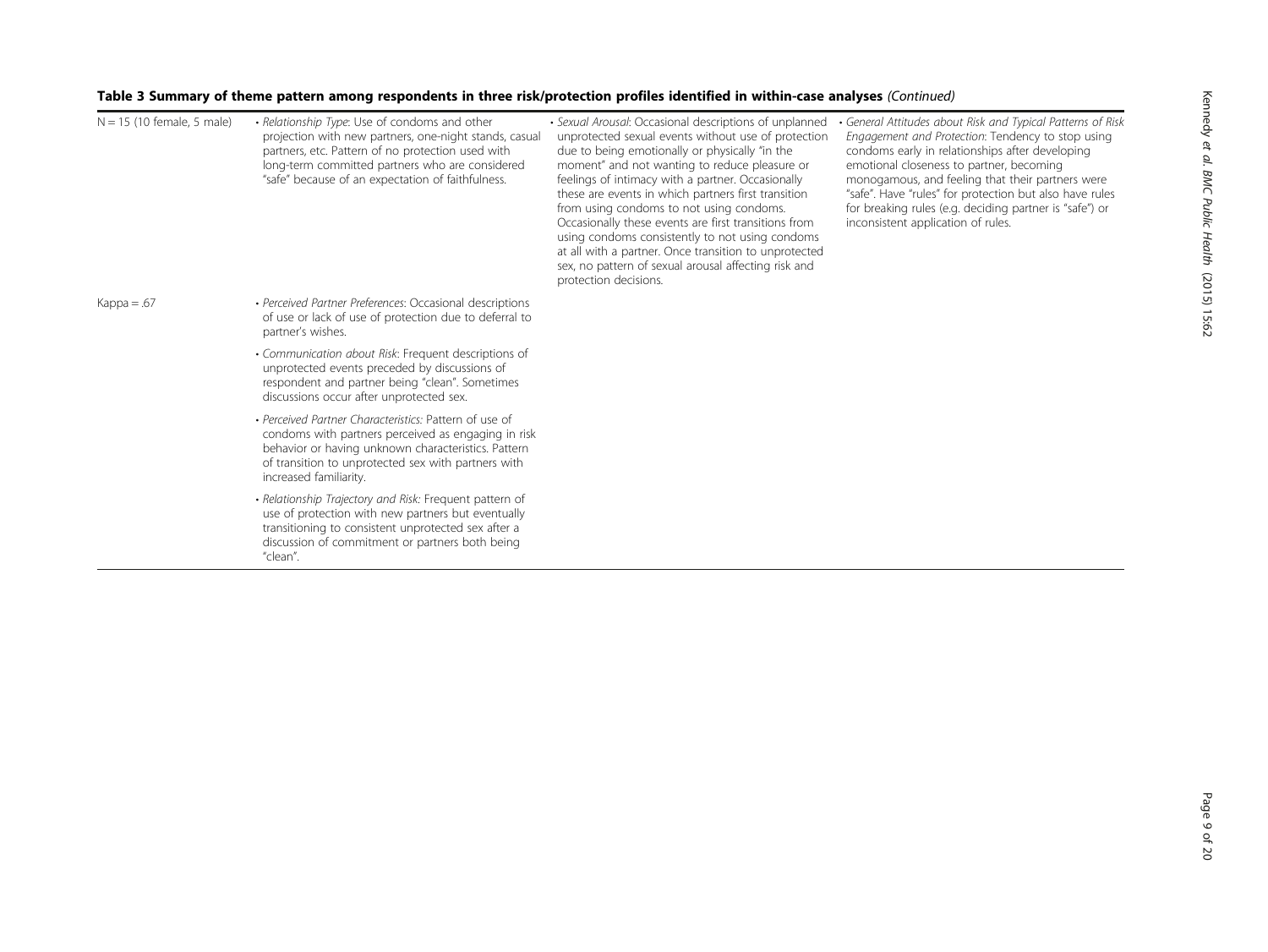**Table 3 Summary of theme pattern among respondents in three risk/protection profiles identified in within-case analyses** *(Continued)*

| | | | |
|---|---|---|---|
| N = 15 (10 female, 5 male) | • *Relationship Type*: Use of condoms and other projection with new partners, one-night stands, casual partners, etc. Pattern of no protection used with long-term committed partners who are considered "safe" because of an expectation of faithfulness. | • *Sexual Arousal*: Occasional descriptions of unplanned unprotected sexual events without use of protection due to being emotionally or physically "in the moment" and not wanting to reduce pleasure or feelings of intimacy with a partner. Occasionally these are events in which partners first transition from using condoms to not using condoms. Occasionally these events are first transitions from using condoms consistently to not using condoms at all with a partner. Once transition to unprotected sex, no pattern of sexual arousal affecting risk and protection decisions. | • *General Attitudes about Risk and Typical Patterns of Risk Engagement and Protection*: Tendency to stop using condoms early in relationships after developing emotional closeness to partner, becoming monogamous, and feeling that their partners were "safe". Have "rules" for protection but also have rules for breaking rules (e.g. deciding partner is "safe") or inconsistent application of rules. |
| Kappa = .67 | • *Perceived Partner Preferences*: Occasional descriptions of use or lack of use of protection due to deferral to partner's wishes. | | |
| | • *Communication about Risk*: Frequent descriptions of unprotected events preceded by discussions of respondent and partner being "clean". Sometimes discussions occur after unprotected sex. | | |
| | • *Perceived Partner Characteristics:* Pattern of use of condoms with partners perceived as engaging in risk behavior or having unknown characteristics. Pattern of transition to unprotected sex with partners with increased familiarity. | | |
| | • *Relationship Trajectory and Risk:* Frequent pattern of use of protection with new partners but eventually transitioning to consistent unprotected sex after a discussion of commitment or partners both being "clean". | | |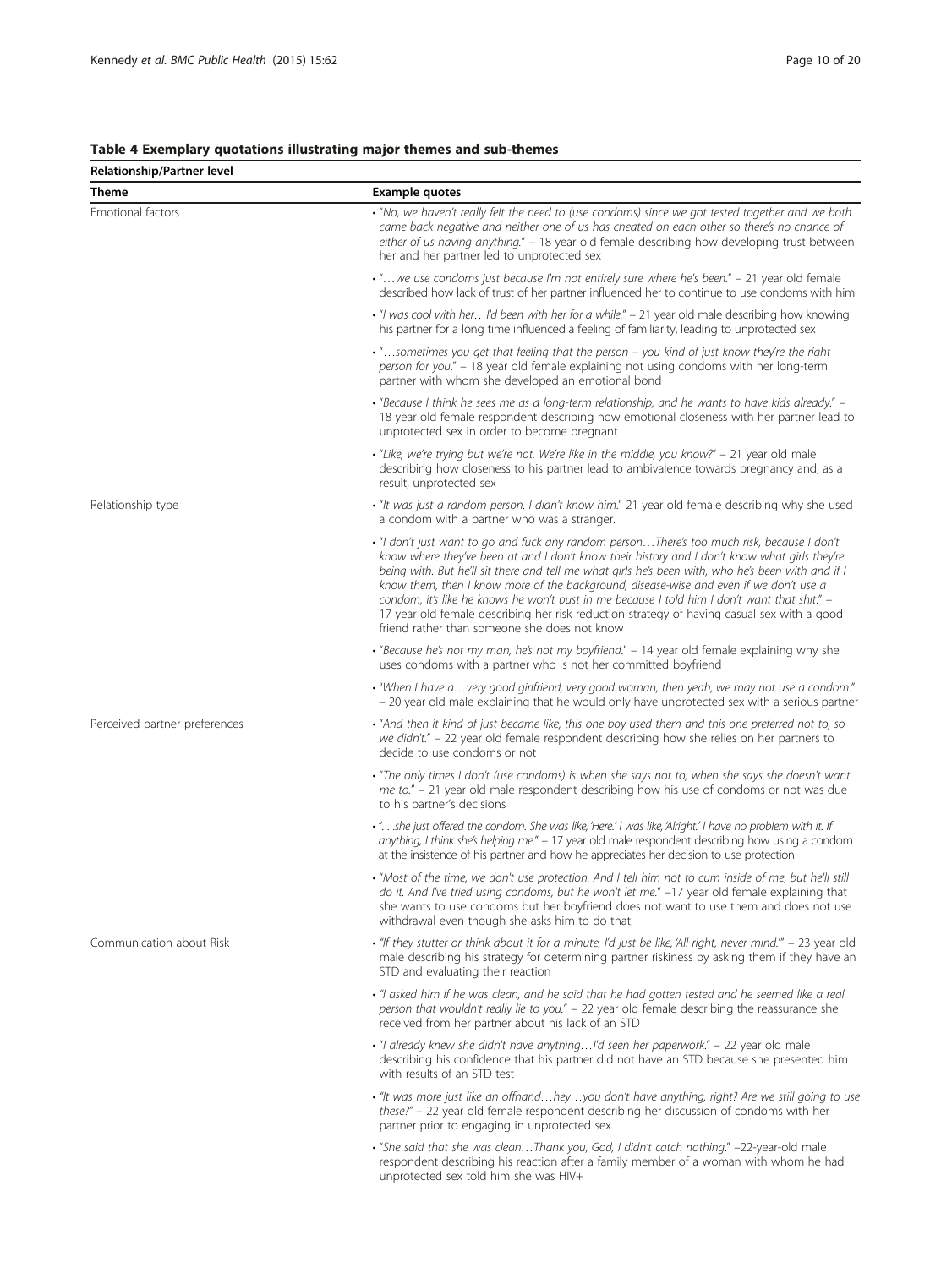**Table 4 Exemplary quotations illustrating major themes and sub-themes**

| Relationship/Partner level | |
|---|---|
| **Theme** | **Example quotes** |
| Emotional factors | • "*No, we haven't really felt the need to (use condoms) since we got tested together and we both came back negative and neither one of us has cheated on each other so there's no chance of either of us having anything.*" – 18 year old female describing how developing trust between her and her partner led to unprotected sex |
| | • "*…we use condoms just because I'm not entirely sure where he's been.*" – 21 year old female described how lack of trust of her partner influenced her to continue to use condoms with him |
| | • "*I was cool with her…I'd been with her for a while.*" – 21 year old male describing how knowing his partner for a long time influenced a feeling of familiarity, leading to unprotected sex |
| | • "*…sometimes you get that feeling that the person – you kind of just know they're the right person for you.*" – 18 year old female explaining not using condoms with her long-term partner with whom she developed an emotional bond |
| | • "*Because I think he sees me as a long-term relationship, and he wants to have kids already.*" – 18 year old female respondent describing how emotional closeness with her partner lead to unprotected sex in order to become pregnant |
| | • "*Like, we're trying but we're not. We're like in the middle, you know?*" – 21 year old male describing how closeness to his partner lead to ambivalence towards pregnancy and, as a result, unprotected sex |
| Relationship type | • "*It was just a random person. I didn't know him.*" 21 year old female describing why she used a condom with a partner who was a stranger. |
| | • "*I don't just want to go and fuck any random person…There's too much risk, because I don't know where they've been at and I don't know their history and I don't know what girls they're being with. But he'll sit there and tell me what girls he's been with, who he's been with and if I know them, then I know more of the background, disease-wise and even if we don't use a condom, it's like he knows he won't bust in me because I told him I don't want that shit.*" – 17 year old female describing her risk reduction strategy of having casual sex with a good friend rather than someone she does not know |
| | • "*Because he's not my man, he's not my boyfriend.*" – 14 year old female explaining why she uses condoms with a partner who is not her committed boyfriend |
| | • "*When I have a…very good girlfriend, very good woman, then yeah, we may not use a condom.*" – 20 year old male explaining that he would only have unprotected sex with a serious partner |
| Perceived partner preferences | • "*And then it kind of just became like, this one boy used them and this one preferred not to, so we didn't.*" – 22 year old female respondent describing how she relies on her partners to decide to use condoms or not |
| | • "*The only times I don't (use condoms) is when she says not to, when she says she doesn't want me to.*" – 21 year old male respondent describing how his use of condoms or not was due to his partner's decisions |
| | • "*…she just offered the condom. She was like, 'Here.' I was like, 'Alright.' I have no problem with it. If anything, I think she's helping me.*" – 17 year old male respondent describing how using a condom at the insistence of his partner and how he appreciates her decision to use protection |
| | • "*Most of the time, we don't use protection. And I tell him not to cum inside of me, but he'll still do it. And I've tried using condoms, but he won't let me.*" –17 year old female explaining that she wants to use condoms but her boyfriend does not want to use them and does not use withdrawal even though she asks him to do that. |
| Communication about Risk | • "*If they stutter or think about it for a minute, I'd just be like, 'All right, never mind.'*" – 23 year old male describing his strategy for determining partner riskiness by asking them if they have an STD and evaluating their reaction |
| | • "*I asked him if he was clean, and he said that he had gotten tested and he seemed like a real person that wouldn't really lie to you.*" – 22 year old female describing the reassurance she received from her partner about his lack of an STD |
| | • "*I already knew she didn't have anything…I'd seen her paperwork.*" – 22 year old male describing his confidence that his partner did not have an STD because she presented him with results of an STD test |
| | • "*It was more just like an offhand…hey…you don't have anything, right? Are we still going to use these?*" – 22 year old female respondent describing her discussion of condoms with her partner prior to engaging in unprotected sex |
| | • "*She said that she was clean…Thank you, God, I didn't catch nothing.*" –22-year-old male respondent describing his reaction after a family member of a woman with whom he had unprotected sex told him she was HIV+ |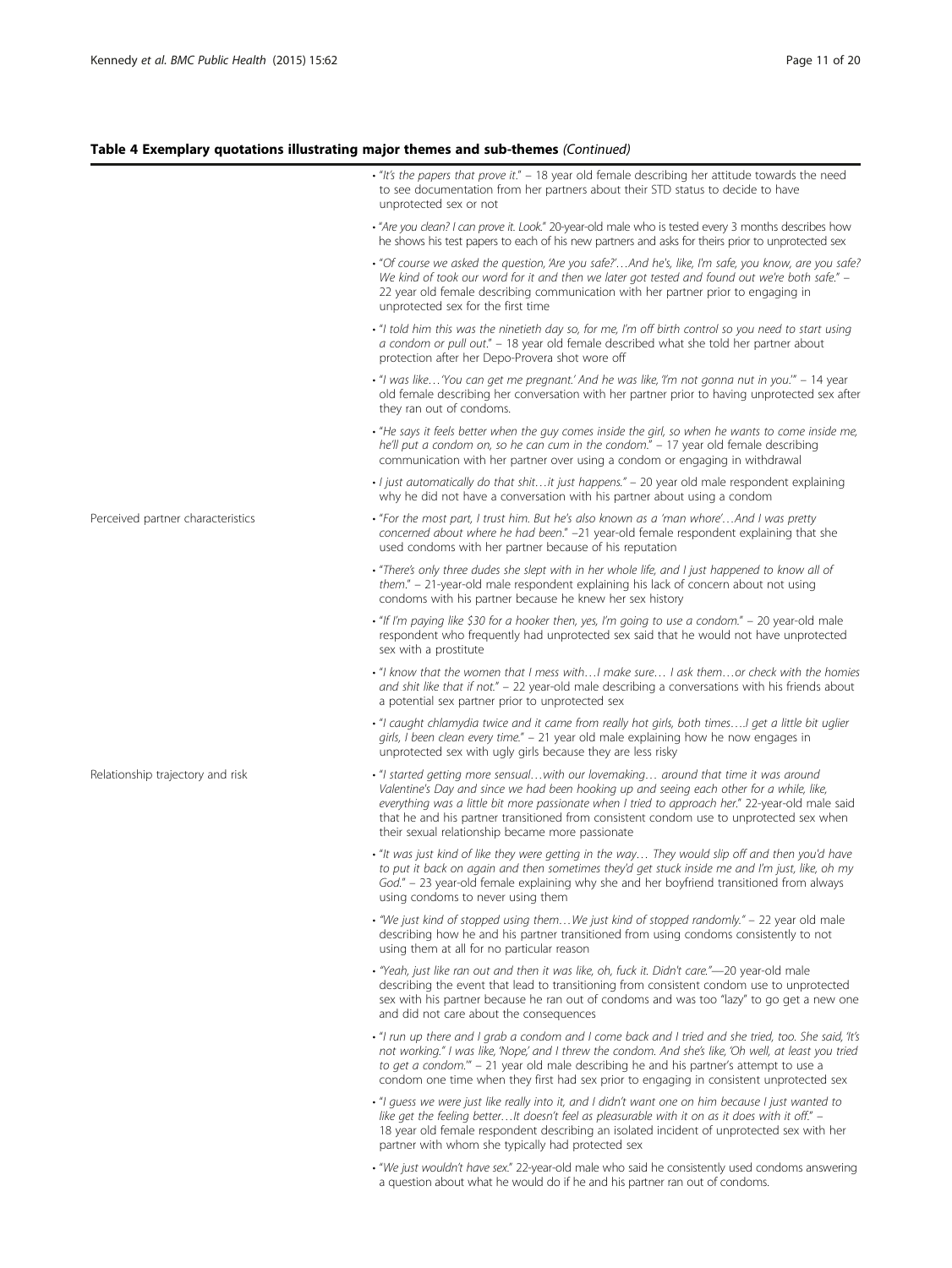**Table 4 Exemplary quotations illustrating major themes and sub-themes** *(Continued)*

| | |
|---|---|
| | • "*It's the papers that prove it.*" – 18 year old female describing her attitude towards the need to see documentation from her partners about their STD status to decide to have unprotected sex or not |
| | • "*Are you clean? I can prove it. Look.*" 20-year-old male who is tested every 3 months describes how he shows his test papers to each of his new partners and asks for theirs prior to unprotected sex |
| | • "*Of course we asked the question, 'Are you safe?'…And he's, like, I'm safe, you know, are you safe? We kind of took our word for it and then we later got tested and found out we're both safe.*" – 22 year old female describing communication with her partner prior to engaging in unprotected sex for the first time |
| | • "*I told him this was the ninetieth day so, for me, I'm off birth control so you need to start using a condom or pull out.*" – 18 year old female described what she told her partner about protection after her Depo-Provera shot wore off |
| | • "*I was like…'You can get me pregnant.' And he was like, 'I'm not gonna nut in you.'*" – 14 year old female describing her conversation with her partner prior to having unprotected sex after they ran out of condoms. |
| | • "*He says it feels better when the guy comes inside the girl, so when he wants to come inside me, he'll put a condom on, so he can cum in the condom.*" – 17 year old female describing communication with her partner over using a condom or engaging in withdrawal |
| | • *I just automatically do that shit…it just happens.*" – 20 year old male respondent explaining why he did not have a conversation with his partner about using a condom |
| Perceived partner characteristics | • "*For the most part, I trust him. But he's also known as a 'man whore'…And I was pretty concerned about where he had been.*" –21 year-old female respondent explaining that she used condoms with her partner because of his reputation |
| | • "*There's only three dudes she slept with in her whole life, and I just happened to know all of them.*" – 21-year-old male respondent explaining his lack of concern about not using condoms with his partner because he knew her sex history |
| | • "*If I'm paying like $30 for a hooker then, yes, I'm going to use a condom.*" – 20 year-old male respondent who frequently had unprotected sex said that he would not have unprotected sex with a prostitute |
| | • "*I know that the women that I mess with…I make sure… I ask them…or check with the homies and shit like that if not.*" – 22 year-old male describing a conversations with his friends about a potential sex partner prior to unprotected sex |
| | • "*I caught chlamydia twice and it came from really hot girls, both times….I get a little bit uglier girls, I been clean every time.*" – 21 year old male explaining how he now engages in unprotected sex with ugly girls because they are less risky |
| Relationship trajectory and risk | • "*I started getting more sensual…with our lovemaking… around that time it was around Valentine's Day and since we had been hooking up and seeing each other for a while, like, everything was a little bit more passionate when I tried to approach her.*" 22-year-old male said that he and his partner transitioned from consistent condom use to unprotected sex when their sexual relationship became more passionate |
| | • "*It was just kind of like they were getting in the way… They would slip off and then you'd have to put it back on again and then sometimes they'd get stuck inside me and I'm just, like, oh my God.*" – 23 year-old female explaining why she and her boyfriend transitioned from always using condoms to never using them |
| | • *"We just kind of stopped using them…We just kind of stopped randomly."* – 22 year old male describing how he and his partner transitioned from using condoms consistently to not using them at all for no particular reason |
| | • *"Yeah, just like ran out and then it was like, oh, fuck it. Didn't care."*—20 year-old male describing the event that lead to transitioning from consistent condom use to unprotected sex with his partner because he ran out of condoms and was too "lazy" to go get a new one and did not care about the consequences |
| | • "*I run up there and I grab a condom and I come back and I tried and she tried, too. She said, 'It's not working.' I was like, 'Nope,' and I threw the condom. And she's like, 'Oh well, at least you tried to get a condom.'*" – 21 year old male describing he and his partner's attempt to use a condom one time when they first had sex prior to engaging in consistent unprotected sex |
| | • "*I guess we were just like really into it, and I didn't want one on him because I just wanted to like get the feeling better…It doesn't feel as pleasurable with it on as it does with it off.*" – 18 year old female respondent describing an isolated incident of unprotected sex with her partner with whom she typically had protected sex |
| | • "*We just wouldn't have sex.*" 22-year-old male who said he consistently used condoms answering a question about what he would do if he and his partner ran out of condoms. |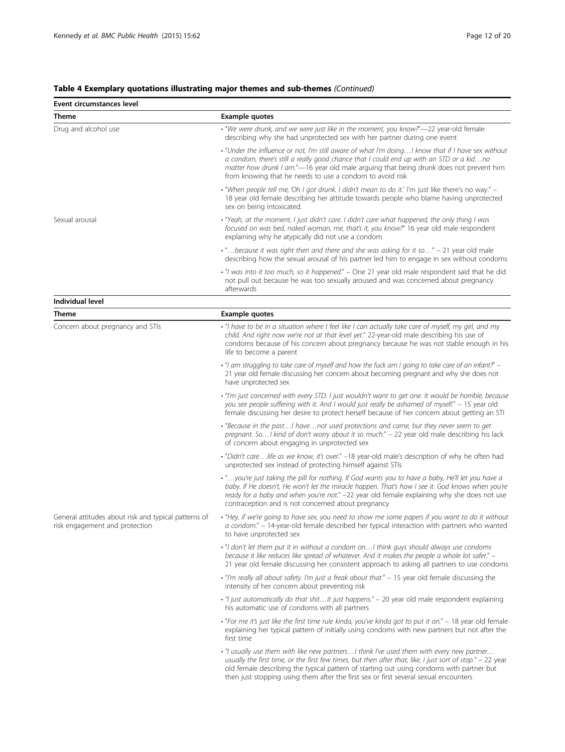**Table 4 Exemplary quotations illustrating major themes and sub-themes** *(Continued)*

| **Event circumstances level** | |
|---|---|
| **Theme** | **Example quotes** |
| Drug and alcohol use | • "*We were drunk, and we were just like in the moment, you know?*"—22 year-old female describing why she had unprotected sex with her partner during one event |
| | • "*Under the influence or not, I'm still aware of what I'm doing…I know that if I have sex without a condom, there's still a really good chance that I could end up with an STD or a kid…no matter how drunk I am.*"—16 year old male arguing that being drunk does not prevent him from knowing that he needs to use a condom to avoid risk |
| | • "*When people tell me, 'Oh I got drunk. I didn't mean to do it.' I'm just like there's no way.*" – 18 year old female describing her attitude towards people who blame having unprotected sex on being intoxicated. |
| Sexual arousal | • "*Yeah, at the moment, I just didn't care. I didn't care what happened, the only thing I was focused on was bed, naked woman, me, that's it, you know?*" 16 year old male respondent explaining why he atypically did not use a condom |
| | • "*…because it was right then and there and she was asking for it so…*" – 21 year old male describing how the sexual arousal of his partner led him to engage in sex without condoms |
| | • "*I was into it too much, so it happened.*" – One 21 year old male respondent said that he did not pull out because he was too sexually aroused and was concerned about pregnancy afterwards |
| **Individual level** | |
| **Theme** | **Example quotes** |
| Concern about pregnancy and STIs | • "*I have to be in a situation where I feel like I can actually take care of myself, my girl, and my child. And right now we're not at that level yet.*" 22-year-old male describing his use of condoms because of his concern about pregnancy because he was not stable enough in his life to become a parent |
| | • "*I am struggling to take care of myself and how the fuck am I going to take care of an infant?*" – 21 year old female discussing her concern about becoming pregnant and why she does not have unprotected sex |
| | • "*I'm just concerned with every STD. I just wouldn't want to get one. It would be horrible, because you see people suffering with it. And I would just really be ashamed of myself.*" – 15 year old female discussing her desire to protect herself because of her concern about getting an STI |
| | • "*Because in the past…I have…not used protections and came, but they never seem to get pregnant. So…I kind of don't worry about it so much.*" – 22 year old male describing his lack of concern about engaging in unprotected sex |
| | • "*Didn't care. . .life as we know, it's over.*" –18 year-old male's description of why he often had unprotected sex instead of protecting himself against STIs |
| | • "*…you're just taking the pill for nothing. If God wants you to have a baby, He'll let you have a baby. If He doesn't, He won't let the miracle happen. That's how I see it. God knows when you're ready for a baby and when you're not.*" –22 year old female explaining why she does not use contraception and is not concerned about pregnancy |
| General attitudes about risk and typical patterns of risk engagement and protection | • "*Hey, if we're going to have sex, you need to show me some papers if you want to do it without a condom.*" – 14-year-old female described her typical interaction with partners who wanted to have unprotected sex |
| | • "*I don't let them put it in without a condom on…I think guys should always use condoms because it like reduces like spread of whatever. And it makes the people a whole lot safer.*" – 21 year old female discussing her consistent approach to asking all partners to use condoms |
| | • "*I'm really all about safety. I'm just a freak about that.*" – 15 year old female discussing the intensity of her concern about preventing risk |
| | • "*I just automatically do that shit…it just happens.*" – 20 year old male respondent explaining his automatic use of condoms with all partners |
| | • "*For me it's just like the first time rule kinda, you've kinda got to put it on.*" – 18 year old female explaining her typical pattern of initially using condoms with new partners but not after the first time |
| | • "*I usually use them with like new partners…I think I've used them with every new partner… usually the first time, or the first few times, but then after that, like, I just sort of stop.*" – 22 year old female describing the typical pattern of starting out using condoms with partner but then just stopping using them after the first sex or first several sexual encounters |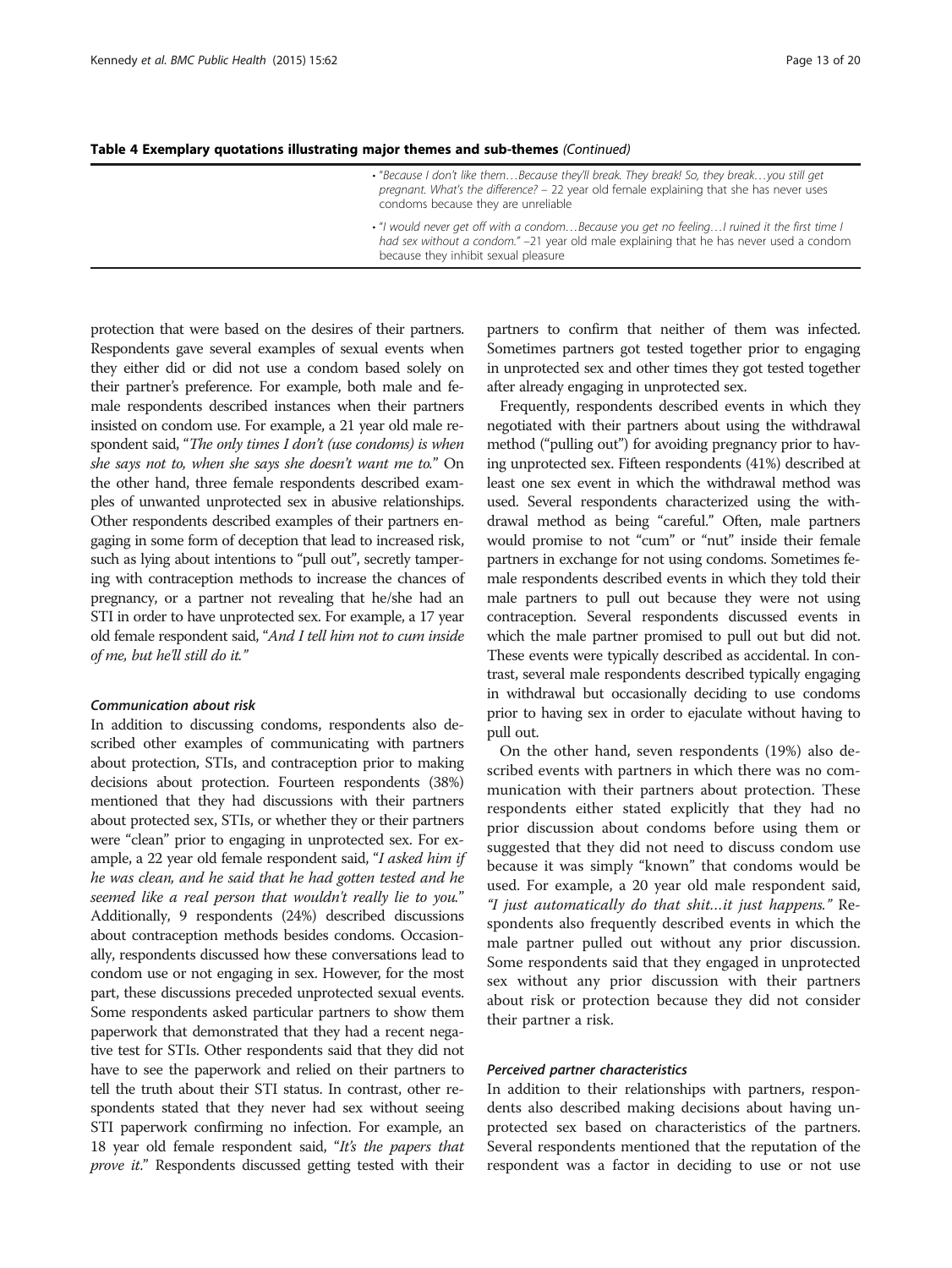**Table 4 Exemplary quotations illustrating major themes and sub-themes** *(Continued)*

| | |
|---|---|
| | • *"Because I don't like them…Because they'll break. They break! So, they break…you still get pregnant. What's the difference?* – 22 year old female explaining that she has never uses condoms because they are unreliable |
| | • *"I would never get off with a condom…Because you get no feeling…I ruined it the first time I had sex without a condom."* –21 year old male explaining that he has never used a condom because they inhibit sexual pleasure |

protection that were based on the desires of their partners. Respondents gave several examples of sexual events when they either did or did not use a condom based solely on their partner's preference. For example, both male and female respondents described instances when their partners insisted on condom use. For example, a 21 year old male respondent said, "*The only times I don't (use condoms) is when she says not to, when she says she doesn't want me to.*" On the other hand, three female respondents described examples of unwanted unprotected sex in abusive relationships. Other respondents described examples of their partners engaging in some form of deception that lead to increased risk, such as lying about intentions to "pull out", secretly tampering with contraception methods to increase the chances of pregnancy, or a partner not revealing that he/she had an STI in order to have unprotected sex. For example, a 17 year old female respondent said, "*And I tell him not to cum inside of me, but he'll still do it.*"

#### *Communication about risk*

In addition to discussing condoms, respondents also described other examples of communicating with partners about protection, STIs, and contraception prior to making decisions about protection. Fourteen respondents (38%) mentioned that they had discussions with their partners about protected sex, STIs, or whether they or their partners were "clean" prior to engaging in unprotected sex. For example, a 22 year old female respondent said, "*I asked him if he was clean, and he said that he had gotten tested and he seemed like a real person that wouldn't really lie to you.*" Additionally, 9 respondents (24%) described discussions about contraception methods besides condoms. Occasionally, respondents discussed how these conversations lead to condom use or not engaging in sex. However, for the most part, these discussions preceded unprotected sexual events. Some respondents asked particular partners to show them paperwork that demonstrated that they had a recent negative test for STIs. Other respondents said that they did not have to see the paperwork and relied on their partners to tell the truth about their STI status. In contrast, other respondents stated that they never had sex without seeing STI paperwork confirming no infection. For example, an 18 year old female respondent said, "*It's the papers that prove it.*" Respondents discussed getting tested with their partners to confirm that neither of them was infected. Sometimes partners got tested together prior to engaging in unprotected sex and other times they got tested together after already engaging in unprotected sex.

Frequently, respondents described events in which they negotiated with their partners about using the withdrawal method ("pulling out") for avoiding pregnancy prior to having unprotected sex. Fifteen respondents (41%) described at least one sex event in which the withdrawal method was used. Several respondents characterized using the withdrawal method as being "careful." Often, male partners would promise to not "cum" or "nut" inside their female partners in exchange for not using condoms. Sometimes female respondents described events in which they told their male partners to pull out because they were not using contraception. Several respondents discussed events in which the male partner promised to pull out but did not. These events were typically described as accidental. In contrast, several male respondents described typically engaging in withdrawal but occasionally deciding to use condoms prior to having sex in order to ejaculate without having to pull out.

On the other hand, seven respondents (19%) also described events with partners in which there was no communication with their partners about protection. These respondents either stated explicitly that they had no prior discussion about condoms before using them or suggested that they did not need to discuss condom use because it was simply "known" that condoms would be used. For example, a 20 year old male respondent said, *"I just automatically do that shit…it just happens."* Respondents also frequently described events in which the male partner pulled out without any prior discussion. Some respondents said that they engaged in unprotected sex without any prior discussion with their partners about risk or protection because they did not consider their partner a risk.

#### *Perceived partner characteristics*

In addition to their relationships with partners, respondents also described making decisions about having unprotected sex based on characteristics of the partners. Several respondents mentioned that the reputation of the respondent was a factor in deciding to use or not use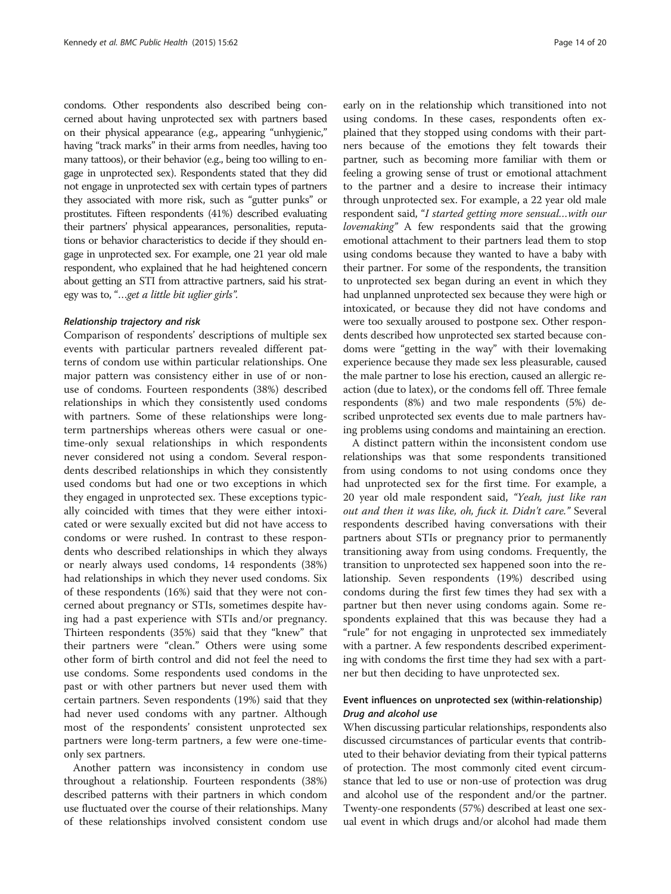condoms. Other respondents also described being concerned about having unprotected sex with partners based on their physical appearance (e.g., appearing "unhygienic," having "track marks" in their arms from needles, having too many tattoos), or their behavior (e.g., being too willing to engage in unprotected sex). Respondents stated that they did not engage in unprotected sex with certain types of partners they associated with more risk, such as "gutter punks" or prostitutes. Fifteen respondents (41%) described evaluating their partners' physical appearances, personalities, reputations or behavior characteristics to decide if they should engage in unprotected sex. For example, one 21 year old male respondent, who explained that he had heightened concern about getting an STI from attractive partners, said his strategy was to, "*…get a little bit uglier girls"*.

#### *Relationship trajectory and risk*

Comparison of respondents' descriptions of multiple sex events with particular partners revealed different patterns of condom use within particular relationships. One major pattern was consistency either in use of or non-use of condoms. Fourteen respondents (38%) described relationships in which they consistently used condoms with partners. Some of these relationships were long-term partnerships whereas others were casual or one-time-only sexual relationships in which respondents never considered not using a condom. Several respondents described relationships in which they consistently used condoms but had one or two exceptions in which they engaged in unprotected sex. These exceptions typically coincided with times that they were either intoxicated or were sexually excited but did not have access to condoms or were rushed. In contrast to these respondents who described relationships in which they always or nearly always used condoms, 14 respondents (38%) had relationships in which they never used condoms. Six of these respondents (16%) said that they were not concerned about pregnancy or STIs, sometimes despite having had a past experience with STIs and/or pregnancy. Thirteen respondents (35%) said that they "knew" that their partners were "clean." Others were using some other form of birth control and did not feel the need to use condoms. Some respondents used condoms in the past or with other partners but never used them with certain partners. Seven respondents (19%) said that they had never used condoms with any partner. Although most of the respondents' consistent unprotected sex partners were long-term partners, a few were one-time-only sex partners.

Another pattern was inconsistency in condom use throughout a relationship. Fourteen respondents (38%) described patterns with their partners in which condom use fluctuated over the course of their relationships. Many of these relationships involved consistent condom use early on in the relationship which transitioned into not using condoms. In these cases, respondents often explained that they stopped using condoms with their partners because of the emotions they felt towards their partner, such as becoming more familiar with them or feeling a growing sense of trust or emotional attachment to the partner and a desire to increase their intimacy through unprotected sex. For example, a 22 year old male respondent said, "*I started getting more sensual…with our lovemaking"* A few respondents said that the growing emotional attachment to their partners lead them to stop using condoms because they wanted to have a baby with their partner. For some of the respondents, the transition to unprotected sex began during an event in which they had unplanned unprotected sex because they were high or intoxicated, or because they did not have condoms and were too sexually aroused to postpone sex. Other respondents described how unprotected sex started because condoms were "getting in the way" with their lovemaking experience because they made sex less pleasurable, caused the male partner to lose his erection, caused an allergic reaction (due to latex), or the condoms fell off. Three female respondents (8%) and two male respondents (5%) described unprotected sex events due to male partners having problems using condoms and maintaining an erection.

A distinct pattern within the inconsistent condom use relationships was that some respondents transitioned from using condoms to not using condoms once they had unprotected sex for the first time. For example, a 20 year old male respondent said, *"Yeah, just like ran out and then it was like, oh, fuck it. Didn't care."* Several respondents described having conversations with their partners about STIs or pregnancy prior to permanently transitioning away from using condoms. Frequently, the transition to unprotected sex happened soon into the relationship. Seven respondents (19%) described using condoms during the first few times they had sex with a partner but then never using condoms again. Some respondents explained that this was because they had a "rule" for not engaging in unprotected sex immediately with a partner. A few respondents described experimenting with condoms the first time they had sex with a partner but then deciding to have unprotected sex.

### Event influences on unprotected sex (within-relationship)

#### *Drug and alcohol use*

When discussing particular relationships, respondents also discussed circumstances of particular events that contributed to their behavior deviating from their typical patterns of protection. The most commonly cited event circumstance that led to use or non-use of protection was drug and alcohol use of the respondent and/or the partner. Twenty-one respondents (57%) described at least one sexual event in which drugs and/or alcohol had made them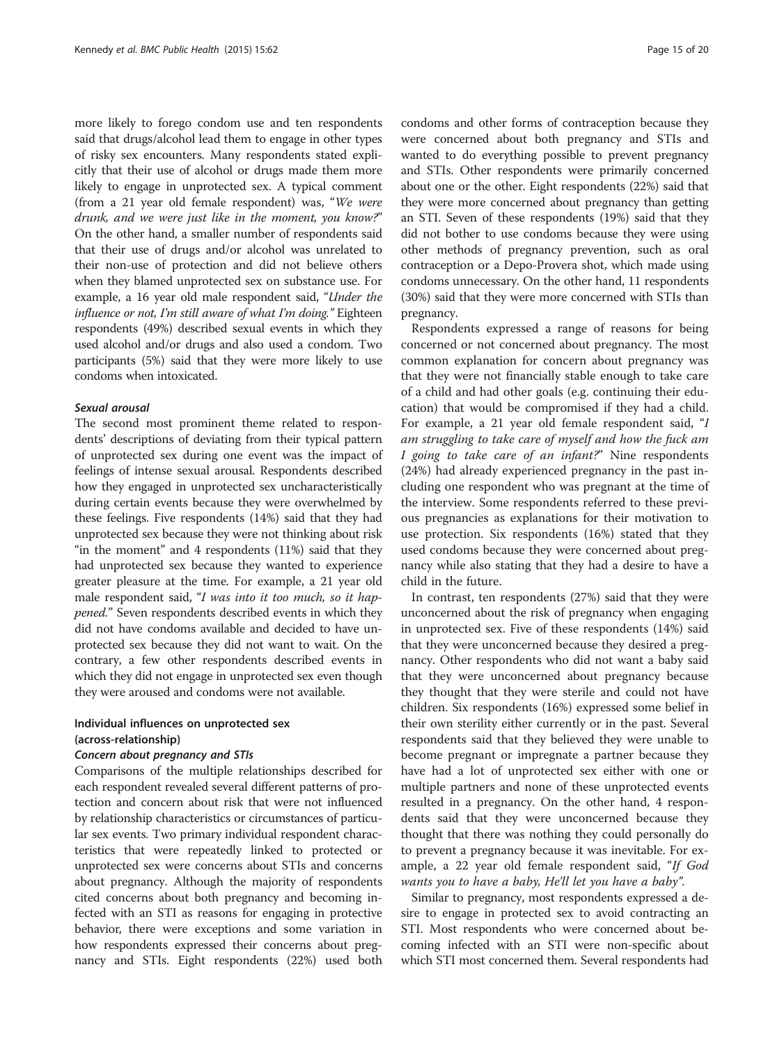more likely to forego condom use and ten respondents said that drugs/alcohol lead them to engage in other types of risky sex encounters. Many respondents stated explicitly that their use of alcohol or drugs made them more likely to engage in unprotected sex. A typical comment (from a 21 year old female respondent) was, "*We were drunk, and we were just like in the moment, you know?*" On the other hand, a smaller number of respondents said that their use of drugs and/or alcohol was unrelated to their non-use of protection and did not believe others when they blamed unprotected sex on substance use. For example, a 16 year old male respondent said, "*Under the influence or not, I'm still aware of what I'm doing.*" Eighteen respondents (49%) described sexual events in which they used alcohol and/or drugs and also used a condom. Two participants (5%) said that they were more likely to use condoms when intoxicated.

#### Sexual arousal

The second most prominent theme related to respondents' descriptions of deviating from their typical pattern of unprotected sex during one event was the impact of feelings of intense sexual arousal. Respondents described how they engaged in unprotected sex uncharacteristically during certain events because they were overwhelmed by these feelings. Five respondents (14%) said that they had unprotected sex because they were not thinking about risk "in the moment" and 4 respondents (11%) said that they had unprotected sex because they wanted to experience greater pleasure at the time. For example, a 21 year old male respondent said, "*I was into it too much, so it happened.*" Seven respondents described events in which they did not have condoms available and decided to have unprotected sex because they did not want to wait. On the contrary, a few other respondents described events in which they did not engage in unprotected sex even though they were aroused and condoms were not available.

### Individual influences on unprotected sex (across-relationship)

#### Concern about pregnancy and STIs

Comparisons of the multiple relationships described for each respondent revealed several different patterns of protection and concern about risk that were not influenced by relationship characteristics or circumstances of particular sex events. Two primary individual respondent characteristics that were repeatedly linked to protected or unprotected sex were concerns about STIs and concerns about pregnancy. Although the majority of respondents cited concerns about both pregnancy and becoming infected with an STI as reasons for engaging in protective behavior, there were exceptions and some variation in how respondents expressed their concerns about pregnancy and STIs. Eight respondents (22%) used both condoms and other forms of contraception because they were concerned about both pregnancy and STIs and wanted to do everything possible to prevent pregnancy and STIs. Other respondents were primarily concerned about one or the other. Eight respondents (22%) said that they were more concerned about pregnancy than getting an STI. Seven of these respondents (19%) said that they did not bother to use condoms because they were using other methods of pregnancy prevention, such as oral contraception or a Depo-Provera shot, which made using condoms unnecessary. On the other hand, 11 respondents (30%) said that they were more concerned with STIs than pregnancy.

Respondents expressed a range of reasons for being concerned or not concerned about pregnancy. The most common explanation for concern about pregnancy was that they were not financially stable enough to take care of a child and had other goals (e.g. continuing their education) that would be compromised if they had a child. For example, a 21 year old female respondent said, "*I am struggling to take care of myself and how the fuck am I going to take care of an infant?*" Nine respondents (24%) had already experienced pregnancy in the past including one respondent who was pregnant at the time of the interview. Some respondents referred to these previous pregnancies as explanations for their motivation to use protection. Six respondents (16%) stated that they used condoms because they were concerned about pregnancy while also stating that they had a desire to have a child in the future.

In contrast, ten respondents (27%) said that they were unconcerned about the risk of pregnancy when engaging in unprotected sex. Five of these respondents (14%) said that they were unconcerned because they desired a pregnancy. Other respondents who did not want a baby said that they were unconcerned about pregnancy because they thought that they were sterile and could not have children. Six respondents (16%) expressed some belief in their own sterility either currently or in the past. Several respondents said that they believed they were unable to become pregnant or impregnate a partner because they have had a lot of unprotected sex either with one or multiple partners and none of these unprotected events resulted in a pregnancy. On the other hand, 4 respondents said that they were unconcerned because they thought that there was nothing they could personally do to prevent a pregnancy because it was inevitable. For example, a 22 year old female respondent said, "*If God wants you to have a baby, He'll let you have a baby*".

Similar to pregnancy, most respondents expressed a desire to engage in protected sex to avoid contracting an STI. Most respondents who were concerned about becoming infected with an STI were non-specific about which STI most concerned them. Several respondents had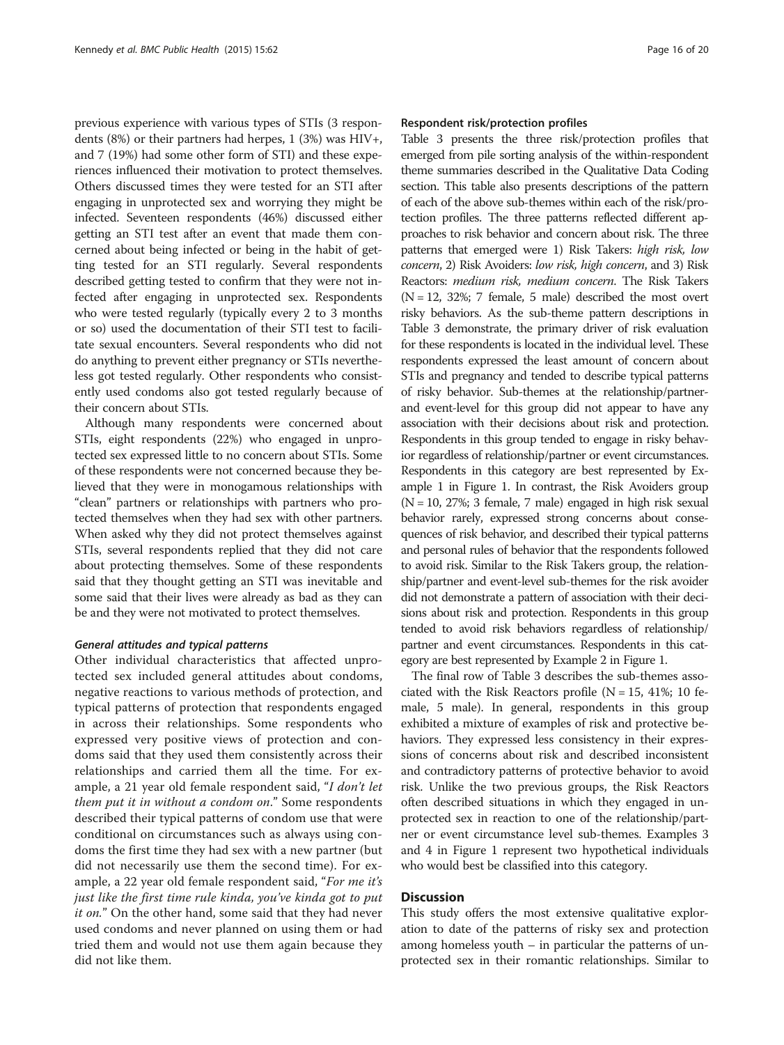previous experience with various types of STIs (3 respondents (8%) or their partners had herpes, 1 (3%) was HIV+, and 7 (19%) had some other form of STI) and these experiences influenced their motivation to protect themselves. Others discussed times they were tested for an STI after engaging in unprotected sex and worrying they might be infected. Seventeen respondents (46%) discussed either getting an STI test after an event that made them concerned about being infected or being in the habit of getting tested for an STI regularly. Several respondents described getting tested to confirm that they were not infected after engaging in unprotected sex. Respondents who were tested regularly (typically every 2 to 3 months or so) used the documentation of their STI test to facilitate sexual encounters. Several respondents who did not do anything to prevent either pregnancy or STIs nevertheless got tested regularly. Other respondents who consistently used condoms also got tested regularly because of their concern about STIs.

Although many respondents were concerned about STIs, eight respondents (22%) who engaged in unprotected sex expressed little to no concern about STIs. Some of these respondents were not concerned because they believed that they were in monogamous relationships with "clean" partners or relationships with partners who protected themselves when they had sex with other partners. When asked why they did not protect themselves against STIs, several respondents replied that they did not care about protecting themselves. Some of these respondents said that they thought getting an STI was inevitable and some said that their lives were already as bad as they can be and they were not motivated to protect themselves.

#### *General attitudes and typical patterns*

Other individual characteristics that affected unprotected sex included general attitudes about condoms, negative reactions to various methods of protection, and typical patterns of protection that respondents engaged in across their relationships. Some respondents who expressed very positive views of protection and condoms said that they used them consistently across their relationships and carried them all the time. For example, a 21 year old female respondent said, "*I don't let them put it in without a condom on.*" Some respondents described their typical patterns of condom use that were conditional on circumstances such as always using condoms the first time they had sex with a new partner (but did not necessarily use them the second time). For example, a 22 year old female respondent said, "*For me it's just like the first time rule kinda, you've kinda got to put it on.*" On the other hand, some said that they had never used condoms and never planned on using them or had tried them and would not use them again because they did not like them.

### Respondent risk/protection profiles

Table 3 presents the three risk/protection profiles that emerged from pile sorting analysis of the within-respondent theme summaries described in the Qualitative Data Coding section. This table also presents descriptions of the pattern of each of the above sub-themes within each of the risk/protection profiles. The three patterns reflected different approaches to risk behavior and concern about risk. The three patterns that emerged were 1) Risk Takers: *high risk, low concern*, 2) Risk Avoiders: *low risk, high concern*, and 3) Risk Reactors: *medium risk, medium concern.* The Risk Takers (N = 12, 32%; 7 female, 5 male) described the most overt risky behaviors. As the sub-theme pattern descriptions in Table 3 demonstrate, the primary driver of risk evaluation for these respondents is located in the individual level. These respondents expressed the least amount of concern about STIs and pregnancy and tended to describe typical patterns of risky behavior. Sub-themes at the relationship/partner- and event-level for this group did not appear to have any association with their decisions about risk and protection. Respondents in this group tended to engage in risky behavior regardless of relationship/partner or event circumstances. Respondents in this category are best represented by Example 1 in Figure 1. In contrast, the Risk Avoiders group (N = 10, 27%; 3 female, 7 male) engaged in high risk sexual behavior rarely, expressed strong concerns about consequences of risk behavior, and described their typical patterns and personal rules of behavior that the respondents followed to avoid risk. Similar to the Risk Takers group, the relationship/partner and event-level sub-themes for the risk avoider did not demonstrate a pattern of association with their decisions about risk and protection. Respondents in this group tended to avoid risk behaviors regardless of relationship/ partner and event circumstances. Respondents in this category are best represented by Example 2 in Figure 1.

The final row of Table 3 describes the sub-themes associated with the Risk Reactors profile (N = 15, 41%; 10 female, 5 male). In general, respondents in this group exhibited a mixture of examples of risk and protective behaviors. They expressed less consistency in their expressions of concerns about risk and described inconsistent and contradictory patterns of protective behavior to avoid risk. Unlike the two previous groups, the Risk Reactors often described situations in which they engaged in unprotected sex in reaction to one of the relationship/partner or event circumstance level sub-themes. Examples 3 and 4 in Figure 1 represent two hypothetical individuals who would best be classified into this category.

## Discussion

This study offers the most extensive qualitative exploration to date of the patterns of risky sex and protection among homeless youth – in particular the patterns of unprotected sex in their romantic relationships. Similar to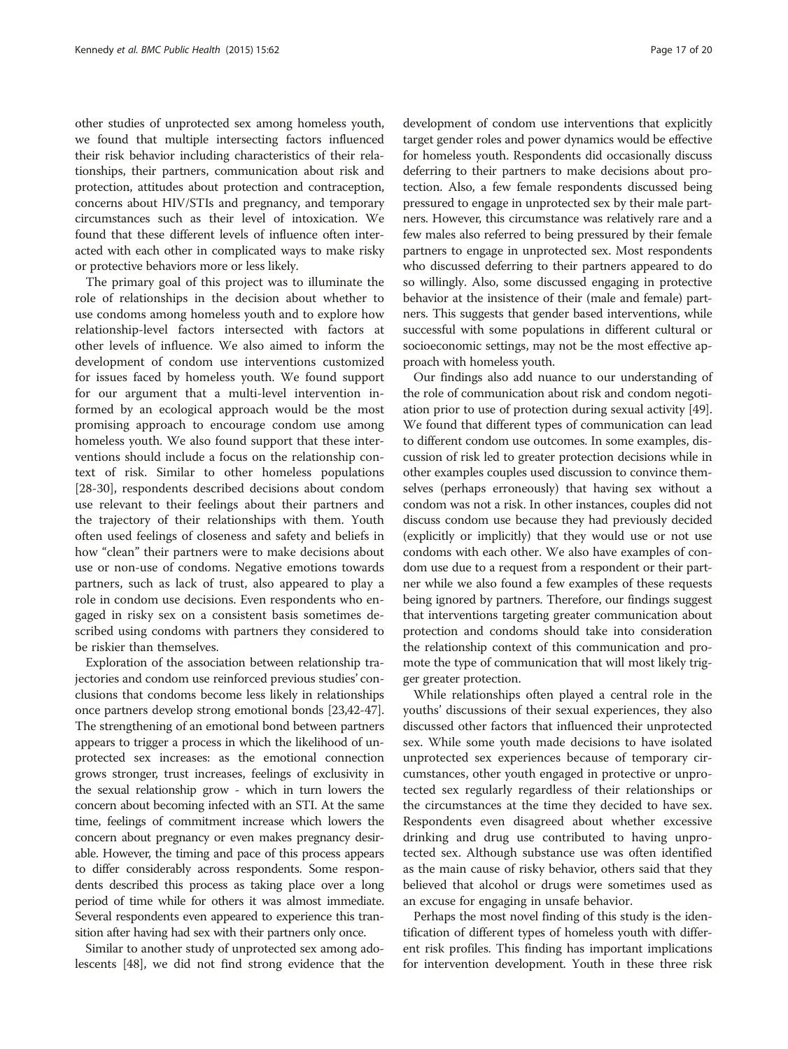other studies of unprotected sex among homeless youth, we found that multiple intersecting factors influenced their risk behavior including characteristics of their relationships, their partners, communication about risk and protection, attitudes about protection and contraception, concerns about HIV/STIs and pregnancy, and temporary circumstances such as their level of intoxication. We found that these different levels of influence often interacted with each other in complicated ways to make risky or protective behaviors more or less likely.

The primary goal of this project was to illuminate the role of relationships in the decision about whether to use condoms among homeless youth and to explore how relationship-level factors intersected with factors at other levels of influence. We also aimed to inform the development of condom use interventions customized for issues faced by homeless youth. We found support for our argument that a multi-level intervention informed by an ecological approach would be the most promising approach to encourage condom use among homeless youth. We also found support that these interventions should include a focus on the relationship context of risk. Similar to other homeless populations [28-30], respondents described decisions about condom use relevant to their feelings about their partners and the trajectory of their relationships with them. Youth often used feelings of closeness and safety and beliefs in how "clean" their partners were to make decisions about use or non-use of condoms. Negative emotions towards partners, such as lack of trust, also appeared to play a role in condom use decisions. Even respondents who engaged in risky sex on a consistent basis sometimes described using condoms with partners they considered to be riskier than themselves.

Exploration of the association between relationship trajectories and condom use reinforced previous studies' conclusions that condoms become less likely in relationships once partners develop strong emotional bonds [23,42-47]. The strengthening of an emotional bond between partners appears to trigger a process in which the likelihood of unprotected sex increases: as the emotional connection grows stronger, trust increases, feelings of exclusivity in the sexual relationship grow - which in turn lowers the concern about becoming infected with an STI. At the same time, feelings of commitment increase which lowers the concern about pregnancy or even makes pregnancy desirable. However, the timing and pace of this process appears to differ considerably across respondents. Some respondents described this process as taking place over a long period of time while for others it was almost immediate. Several respondents even appeared to experience this transition after having had sex with their partners only once.

Similar to another study of unprotected sex among adolescents [48], we did not find strong evidence that the development of condom use interventions that explicitly target gender roles and power dynamics would be effective for homeless youth. Respondents did occasionally discuss deferring to their partners to make decisions about protection. Also, a few female respondents discussed being pressured to engage in unprotected sex by their male partners. However, this circumstance was relatively rare and a few males also referred to being pressured by their female partners to engage in unprotected sex. Most respondents who discussed deferring to their partners appeared to do so willingly. Also, some discussed engaging in protective behavior at the insistence of their (male and female) partners. This suggests that gender based interventions, while successful with some populations in different cultural or socioeconomic settings, may not be the most effective approach with homeless youth.

Our findings also add nuance to our understanding of the role of communication about risk and condom negotiation prior to use of protection during sexual activity [49]. We found that different types of communication can lead to different condom use outcomes. In some examples, discussion of risk led to greater protection decisions while in other examples couples used discussion to convince themselves (perhaps erroneously) that having sex without a condom was not a risk. In other instances, couples did not discuss condom use because they had previously decided (explicitly or implicitly) that they would use or not use condoms with each other. We also have examples of condom use due to a request from a respondent or their partner while we also found a few examples of these requests being ignored by partners. Therefore, our findings suggest that interventions targeting greater communication about protection and condoms should take into consideration the relationship context of this communication and promote the type of communication that will most likely trigger greater protection.

While relationships often played a central role in the youths' discussions of their sexual experiences, they also discussed other factors that influenced their unprotected sex. While some youth made decisions to have isolated unprotected sex experiences because of temporary circumstances, other youth engaged in protective or unprotected sex regularly regardless of their relationships or the circumstances at the time they decided to have sex. Respondents even disagreed about whether excessive drinking and drug use contributed to having unprotected sex. Although substance use was often identified as the main cause of risky behavior, others said that they believed that alcohol or drugs were sometimes used as an excuse for engaging in unsafe behavior.

Perhaps the most novel finding of this study is the identification of different types of homeless youth with different risk profiles. This finding has important implications for intervention development. Youth in these three risk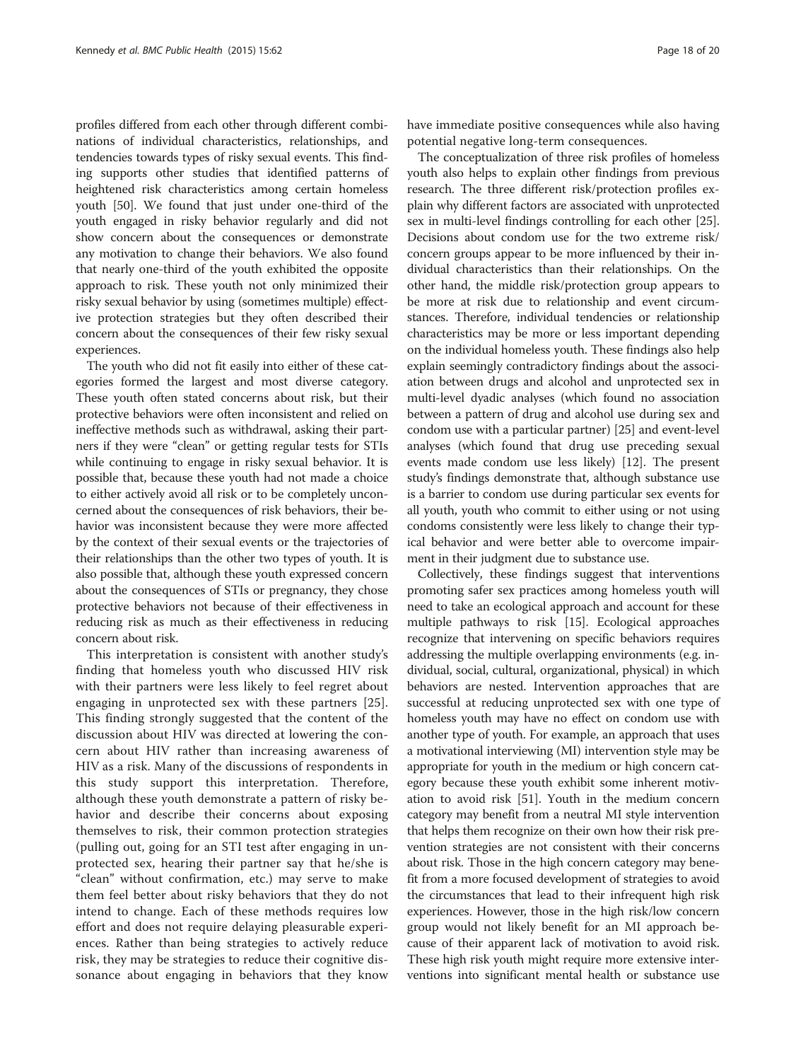profiles differed from each other through different combinations of individual characteristics, relationships, and tendencies towards types of risky sexual events. This finding supports other studies that identified patterns of heightened risk characteristics among certain homeless youth [50]. We found that just under one-third of the youth engaged in risky behavior regularly and did not show concern about the consequences or demonstrate any motivation to change their behaviors. We also found that nearly one-third of the youth exhibited the opposite approach to risk. These youth not only minimized their risky sexual behavior by using (sometimes multiple) effective protection strategies but they often described their concern about the consequences of their few risky sexual experiences.

The youth who did not fit easily into either of these categories formed the largest and most diverse category. These youth often stated concerns about risk, but their protective behaviors were often inconsistent and relied on ineffective methods such as withdrawal, asking their partners if they were "clean" or getting regular tests for STIs while continuing to engage in risky sexual behavior. It is possible that, because these youth had not made a choice to either actively avoid all risk or to be completely unconcerned about the consequences of risk behaviors, their behavior was inconsistent because they were more affected by the context of their sexual events or the trajectories of their relationships than the other two types of youth. It is also possible that, although these youth expressed concern about the consequences of STIs or pregnancy, they chose protective behaviors not because of their effectiveness in reducing risk as much as their effectiveness in reducing concern about risk.

This interpretation is consistent with another study's finding that homeless youth who discussed HIV risk with their partners were less likely to feel regret about engaging in unprotected sex with these partners [25]. This finding strongly suggested that the content of the discussion about HIV was directed at lowering the concern about HIV rather than increasing awareness of HIV as a risk. Many of the discussions of respondents in this study support this interpretation. Therefore, although these youth demonstrate a pattern of risky behavior and describe their concerns about exposing themselves to risk, their common protection strategies (pulling out, going for an STI test after engaging in unprotected sex, hearing their partner say that he/she is "clean" without confirmation, etc.) may serve to make them feel better about risky behaviors that they do not intend to change. Each of these methods requires low effort and does not require delaying pleasurable experiences. Rather than being strategies to actively reduce risk, they may be strategies to reduce their cognitive dissonance about engaging in behaviors that they know have immediate positive consequences while also having potential negative long-term consequences.

The conceptualization of three risk profiles of homeless youth also helps to explain other findings from previous research. The three different risk/protection profiles explain why different factors are associated with unprotected sex in multi-level findings controlling for each other [25]. Decisions about condom use for the two extreme risk/concern groups appear to be more influenced by their individual characteristics than their relationships. On the other hand, the middle risk/protection group appears to be more at risk due to relationship and event circumstances. Therefore, individual tendencies or relationship characteristics may be more or less important depending on the individual homeless youth. These findings also help explain seemingly contradictory findings about the association between drugs and alcohol and unprotected sex in multi-level dyadic analyses (which found no association between a pattern of drug and alcohol use during sex and condom use with a particular partner) [25] and event-level analyses (which found that drug use preceding sexual events made condom use less likely) [12]. The present study's findings demonstrate that, although substance use is a barrier to condom use during particular sex events for all youth, youth who commit to either using or not using condoms consistently were less likely to change their typical behavior and were better able to overcome impairment in their judgment due to substance use.

Collectively, these findings suggest that interventions promoting safer sex practices among homeless youth will need to take an ecological approach and account for these multiple pathways to risk [15]. Ecological approaches recognize that intervening on specific behaviors requires addressing the multiple overlapping environments (e.g. individual, social, cultural, organizational, physical) in which behaviors are nested. Intervention approaches that are successful at reducing unprotected sex with one type of homeless youth may have no effect on condom use with another type of youth. For example, an approach that uses a motivational interviewing (MI) intervention style may be appropriate for youth in the medium or high concern category because these youth exhibit some inherent motivation to avoid risk [51]. Youth in the medium concern category may benefit from a neutral MI style intervention that helps them recognize on their own how their risk prevention strategies are not consistent with their concerns about risk. Those in the high concern category may benefit from a more focused development of strategies to avoid the circumstances that lead to their infrequent high risk experiences. However, those in the high risk/low concern group would not likely benefit for an MI approach because of their apparent lack of motivation to avoid risk. These high risk youth might require more extensive interventions into significant mental health or substance use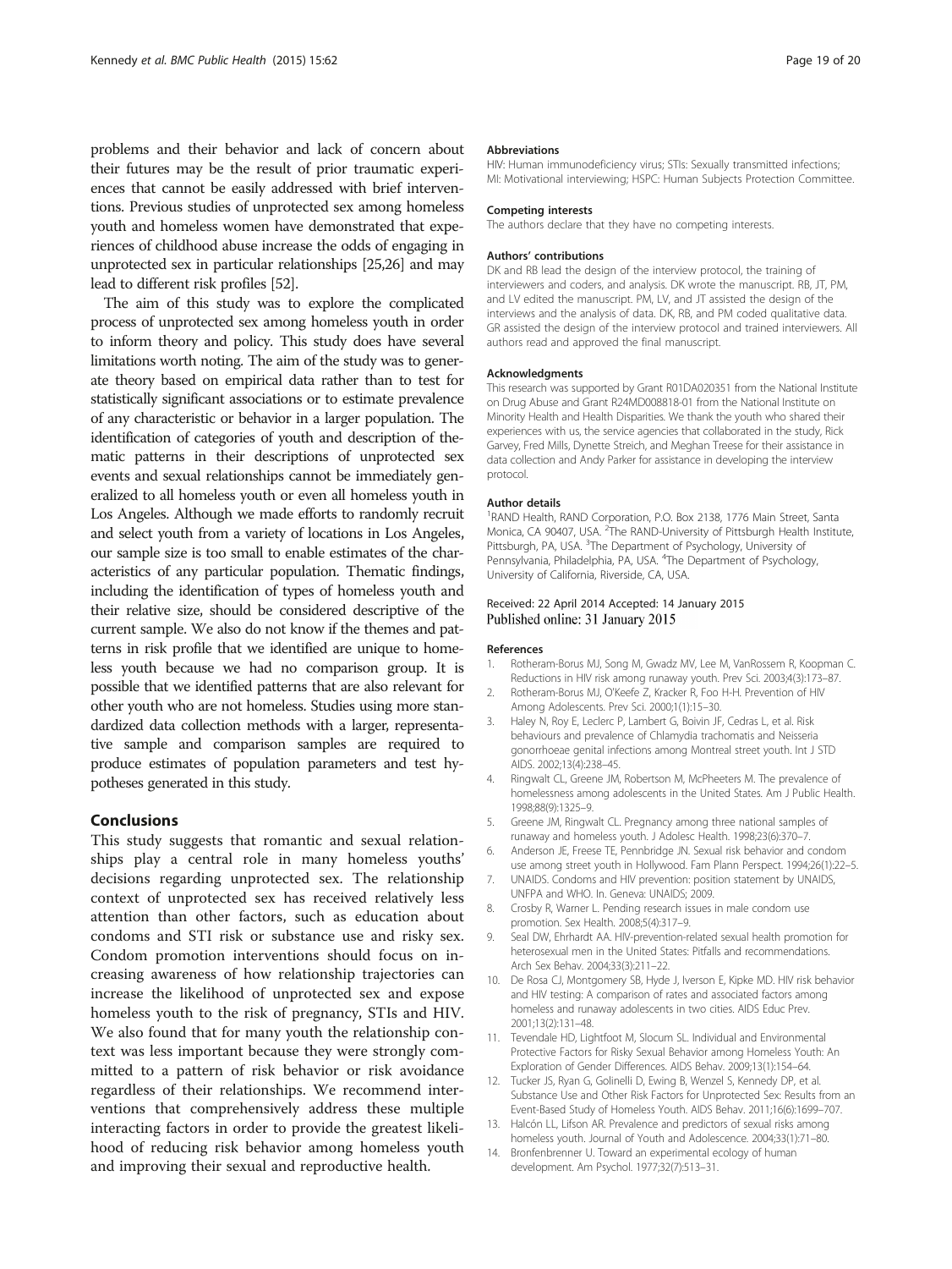problems and their behavior and lack of concern about their futures may be the result of prior traumatic experiences that cannot be easily addressed with brief interventions. Previous studies of unprotected sex among homeless youth and homeless women have demonstrated that experiences of childhood abuse increase the odds of engaging in unprotected sex in particular relationships [25,26] and may lead to different risk profiles [52].

The aim of this study was to explore the complicated process of unprotected sex among homeless youth in order to inform theory and policy. This study does have several limitations worth noting. The aim of the study was to generate theory based on empirical data rather than to test for statistically significant associations or to estimate prevalence of any characteristic or behavior in a larger population. The identification of categories of youth and description of thematic patterns in their descriptions of unprotected sex events and sexual relationships cannot be immediately generalized to all homeless youth or even all homeless youth in Los Angeles. Although we made efforts to randomly recruit and select youth from a variety of locations in Los Angeles, our sample size is too small to enable estimates of the characteristics of any particular population. Thematic findings, including the identification of types of homeless youth and their relative size, should be considered descriptive of the current sample. We also do not know if the themes and patterns in risk profile that we identified are unique to homeless youth because we had no comparison group. It is possible that we identified patterns that are also relevant for other youth who are not homeless. Studies using more standardized data collection methods with a larger, representative sample and comparison samples are required to produce estimates of population parameters and test hypotheses generated in this study.

## Conclusions

This study suggests that romantic and sexual relationships play a central role in many homeless youths' decisions regarding unprotected sex. The relationship context of unprotected sex has received relatively less attention than other factors, such as education about condoms and STI risk or substance use and risky sex. Condom promotion interventions should focus on increasing awareness of how relationship trajectories can increase the likelihood of unprotected sex and expose homeless youth to the risk of pregnancy, STIs and HIV. We also found that for many youth the relationship context was less important because they were strongly committed to a pattern of risk behavior or risk avoidance regardless of their relationships. We recommend interventions that comprehensively address these multiple interacting factors in order to provide the greatest likelihood of reducing risk behavior among homeless youth and improving their sexual and reproductive health.

#### Abbreviations

HIV: Human immunodeficiency virus; STIs: Sexually transmitted infections; MI: Motivational interviewing; HSPC: Human Subjects Protection Committee.

#### Competing interests

The authors declare that they have no competing interests.

#### Authors' contributions

DK and RB lead the design of the interview protocol, the training of interviewers and coders, and analysis. DK wrote the manuscript. RB, JT, PM, and LV edited the manuscript. PM, LV, and JT assisted the design of the interviews and the analysis of data. DK, RB, and PM coded qualitative data. GR assisted the design of the interview protocol and trained interviewers. All authors read and approved the final manuscript.

#### Acknowledgments

This research was supported by Grant R01DA020351 from the National Institute on Drug Abuse and Grant R24MD008818-01 from the National Institute on Minority Health and Health Disparities. We thank the youth who shared their experiences with us, the service agencies that collaborated in the study, Rick Garvey, Fred Mills, Dynette Streich, and Meghan Treese for their assistance in data collection and Andy Parker for assistance in developing the interview protocol.

#### Author details

[1]RAND Health, RAND Corporation, P.O. Box 2138, 1776 Main Street, Santa Monica, CA 90407, USA. [2]The RAND-University of Pittsburgh Health Institute, Pittsburgh, PA, USA. [3]The Department of Psychology, University of Pennsylvania, Philadelphia, PA, USA. [4]The Department of Psychology, University of California, Riverside, CA, USA.

Received: 22 April 2014 Accepted: 14 January 2015
Published online: 31 January 2015

#### References

1. Rotheram-Borus MJ, Song M, Gwadz MV, Lee M, VanRossem R, Koopman C. Reductions in HIV risk among runaway youth. Prev Sci. 2003;4(3):173–87.
2. Rotheram-Borus MJ, O'Keefe Z, Kracker R, Foo H-H. Prevention of HIV Among Adolescents. Prev Sci. 2000;1(1):15–30.
3. Haley N, Roy E, Leclerc P, Lambert G, Boivin JF, Cedras L, et al. Risk behaviours and prevalence of Chlamydia trachomatis and Neisseria gonorrhoeae genital infections among Montreal street youth. Int J STD AIDS. 2002;13(4):238–45.
4. Ringwalt CL, Greene JM, Robertson M, McPheeters M. The prevalence of homelessness among adolescents in the United States. Am J Public Health. 1998;88(9):1325–9.
5. Greene JM, Ringwalt CL. Pregnancy among three national samples of runaway and homeless youth. J Adolesc Health. 1998;23(6):370–7.
6. Anderson JE, Freese TE, Pennbridge JN. Sexual risk behavior and condom use among street youth in Hollywood. Fam Plann Perspect. 1994;26(1):22–5.
7. UNAIDS. Condoms and HIV prevention: position statement by UNAIDS, UNFPA and WHO. In. Geneva: UNAIDS; 2009.
8. Crosby R, Warner L. Pending research issues in male condom use promotion. Sex Health. 2008;5(4):317–9.
9. Seal DW, Ehrhardt AA. HIV-prevention-related sexual health promotion for heterosexual men in the United States: Pitfalls and recommendations. Arch Sex Behav. 2004;33(3):211–22.
10. De Rosa CJ, Montgomery SB, Hyde J, Iverson E, Kipke MD. HIV risk behavior and HIV testing: A comparison of rates and associated factors among homeless and runaway adolescents in two cities. AIDS Educ Prev. 2001;13(2):131–48.
11. Tevendale HD, Lightfoot M, Slocum SL. Individual and Environmental Protective Factors for Risky Sexual Behavior among Homeless Youth: An Exploration of Gender Differences. AIDS Behav. 2009;13(1):154–64.
12. Tucker JS, Ryan G, Golinelli D, Ewing B, Wenzel S, Kennedy DP, et al. Substance Use and Other Risk Factors for Unprotected Sex: Results from an Event-Based Study of Homeless Youth. AIDS Behav. 2011;16(6):1699–707.
13. Halcón LL, Lifson AR. Prevalence and predictors of sexual risks among homeless youth. Journal of Youth and Adolescence. 2004;33(1):71–80.
14. Bronfenbrenner U. Toward an experimental ecology of human development. Am Psychol. 1977;32(7):513–31.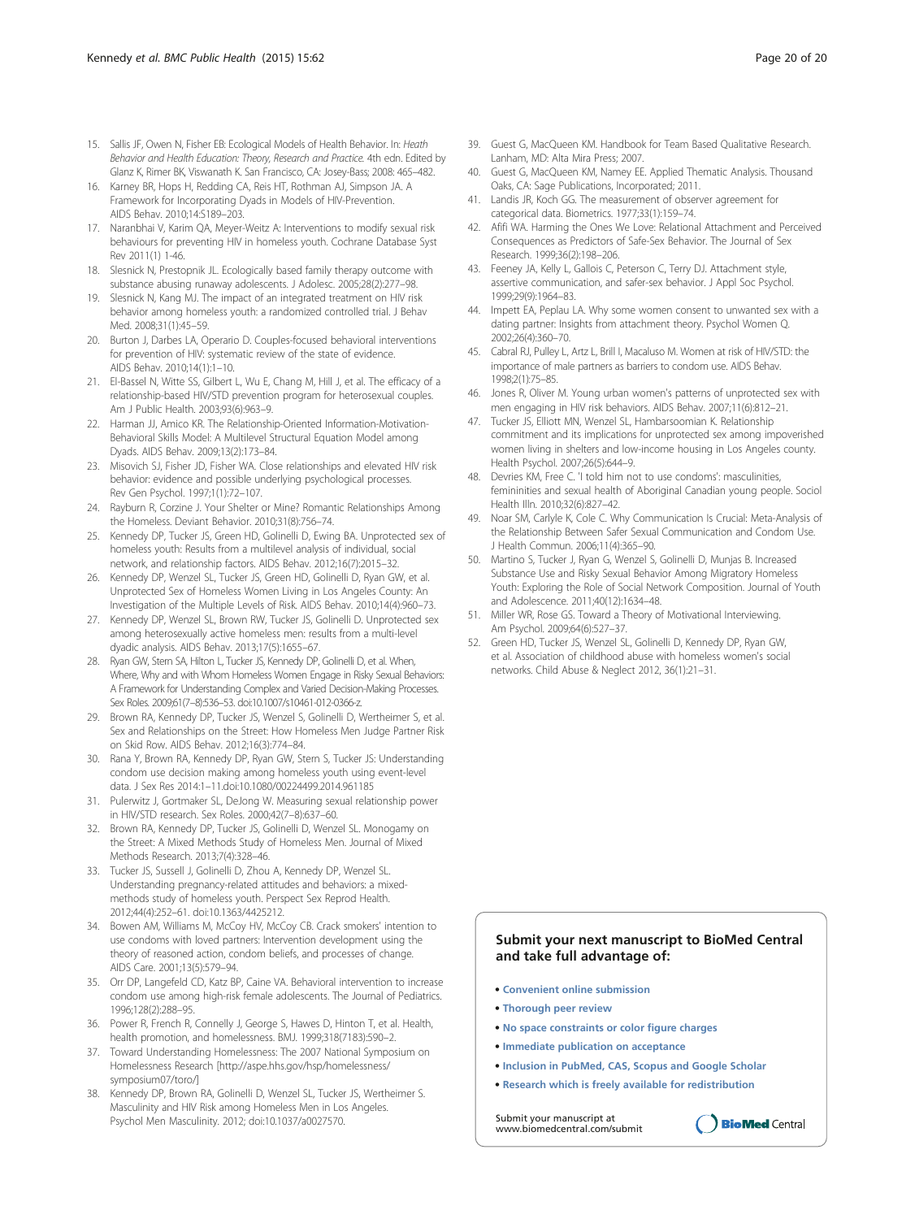15. Sallis JF, Owen N, Fisher EB: Ecological Models of Health Behavior. In: *Heath Behavior and Health Education: Theory, Research and Practice.* 4th edn. Edited by Glanz K, Rimer BK, Viswanath K. San Francisco, CA: Josey-Bass; 2008: 465–482.
16. Karney BR, Hops H, Redding CA, Reis HT, Rothman AJ, Simpson JA. A Framework for Incorporating Dyads in Models of HIV-Prevention. AIDS Behav. 2010;14:S189–203.
17. Naranbhai V, Karim QA, Meyer-Weitz A: Interventions to modify sexual risk behaviours for preventing HIV in homeless youth. Cochrane Database Syst Rev 2011(1) 1-46.
18. Slesnick N, Prestopnik JL. Ecologically based family therapy outcome with substance abusing runaway adolescents. J Adolesc. 2005;28(2):277–98.
19. Slesnick N, Kang MJ. The impact of an integrated treatment on HIV risk behavior among homeless youth: a randomized controlled trial. J Behav Med. 2008;31(1):45–59.
20. Burton J, Darbes LA, Operario D. Couples-focused behavioral interventions for prevention of HIV: systematic review of the state of evidence. AIDS Behav. 2010;14(1):1–10.
21. El-Bassel N, Witte SS, Gilbert L, Wu E, Chang M, Hill J, et al. The efficacy of a relationship-based HIV/STD prevention program for heterosexual couples. Am J Public Health. 2003;93(6):963–9.
22. Harman JJ, Amico KR. The Relationship-Oriented Information-Motivation-Behavioral Skills Model: A Multilevel Structural Equation Model among Dyads. AIDS Behav. 2009;13(2):173–84.
23. Misovich SJ, Fisher JD, Fisher WA. Close relationships and elevated HIV risk behavior: evidence and possible underlying psychological processes. Rev Gen Psychol. 1997;1(1):72–107.
24. Rayburn R, Corzine J. Your Shelter or Mine? Romantic Relationships Among the Homeless. Deviant Behavior. 2010;31(8):756–74.
25. Kennedy DP, Tucker JS, Green HD, Golinelli D, Ewing BA. Unprotected sex of homeless youth: Results from a multilevel analysis of individual, social network, and relationship factors. AIDS Behav. 2012;16(7):2015–32.
26. Kennedy DP, Wenzel SL, Tucker JS, Green HD, Golinelli D, Ryan GW, et al. Unprotected Sex of Homeless Women Living in Los Angeles County: An Investigation of the Multiple Levels of Risk. AIDS Behav. 2010;14(4):960–73.
27. Kennedy DP, Wenzel SL, Brown RW, Tucker JS, Golinelli D. Unprotected sex among heterosexually active homeless men: results from a multi-level dyadic analysis. AIDS Behav. 2013;17(5):1655–67.
28. Ryan GW, Stern SA, Hilton L, Tucker JS, Kennedy DP, Golinelli D, et al. When, Where, Why and with Whom Homeless Women Engage in Risky Sexual Behaviors: A Framework for Understanding Complex and Varied Decision-Making Processes. Sex Roles. 2009;61(7–8):536–53. doi:10.1007/s10461-012-0366-z.
29. Brown RA, Kennedy DP, Tucker JS, Wenzel S, Golinelli D, Wertheimer S, et al. Sex and Relationships on the Street: How Homeless Men Judge Partner Risk on Skid Row. AIDS Behav. 2012;16(3):774–84.
30. Rana Y, Brown RA, Kennedy DP, Ryan GW, Stern S, Tucker JS: Understanding condom use decision making among homeless youth using event-level data. J Sex Res 2014:1–11.doi:10.1080/00224499.2014.961185
31. Pulerwitz J, Gortmaker SL, DeJong W. Measuring sexual relationship power in HIV/STD research. Sex Roles. 2000;42(7–8):637–60.
32. Brown RA, Kennedy DP, Tucker JS, Golinelli D, Wenzel SL. Monogamy on the Street: A Mixed Methods Study of Homeless Men. Journal of Mixed Methods Research. 2013;7(4):328–46.
33. Tucker JS, Sussell J, Golinelli D, Zhou A, Kennedy DP, Wenzel SL. Understanding pregnancy-related attitudes and behaviors: a mixed-methods study of homeless youth. Perspect Sex Reprod Health. 2012;44(4):252–61. doi:10.1363/4425212.
34. Bowen AM, Williams M, McCoy HV, McCoy CB. Crack smokers' intention to use condoms with loved partners: Intervention development using the theory of reasoned action, condom beliefs, and processes of change. AIDS Care. 2001;13(5):579–94.
35. Orr DP, Langefeld CD, Katz BP, Caine VA. Behavioral intervention to increase condom use among high-risk female adolescents. The Journal of Pediatrics. 1996;128(2):288–95.
36. Power R, French R, Connelly J, George S, Hawes D, Hinton T, et al. Health, health promotion, and homelessness. BMJ. 1999;318(7183):590–2.
37. Toward Understanding Homelessness: The 2007 National Symposium on Homelessness Research [http://aspe.hhs.gov/hsp/homelessness/symposium07/toro/]
38. Kennedy DP, Brown RA, Golinelli D, Wenzel SL, Tucker JS, Wertheimer S. Masculinity and HIV Risk among Homeless Men in Los Angeles. Psychol Men Masculinity. 2012; doi:10.1037/a0027570.
39. Guest G, MacQueen KM. Handbook for Team Based Qualitative Research. Lanham, MD: Alta Mira Press; 2007.
40. Guest G, MacQueen KM, Namey EE. Applied Thematic Analysis. Thousand Oaks, CA: Sage Publications, Incorporated; 2011.
41. Landis JR, Koch GG. The measurement of observer agreement for categorical data. Biometrics. 1977;33(1):159–74.
42. Afifi WA. Harming the Ones We Love: Relational Attachment and Perceived Consequences as Predictors of Safe-Sex Behavior. The Journal of Sex Research. 1999;36(2):198–206.
43. Feeney JA, Kelly L, Gallois C, Peterson C, Terry DJ. Attachment style, assertive communication, and safer-sex behavior. J Appl Soc Psychol. 1999;29(9):1964–83.
44. Impett EA, Peplau LA. Why some women consent to unwanted sex with a dating partner: Insights from attachment theory. Psychol Women Q. 2002;26(4):360–70.
45. Cabral RJ, Pulley L, Artz L, Brill I, Macaluso M. Women at risk of HIV/STD: the importance of male partners as barriers to condom use. AIDS Behav. 1998;2(1):75–85.
46. Jones R, Oliver M. Young urban women's patterns of unprotected sex with men engaging in HIV risk behaviors. AIDS Behav. 2007;11(6):812–21.
47. Tucker JS, Elliott MN, Wenzel SL, Hambarsoomian K. Relationship commitment and its implications for unprotected sex among impoverished women living in shelters and low-income housing in Los Angeles county. Health Psychol. 2007;26(5):644–9.
48. Devries KM, Free C. 'I told him not to use condoms': masculinities, femininities and sexual health of Aboriginal Canadian young people. Sociol Health Illn. 2010;32(6):827–42.
49. Noar SM, Carlyle K, Cole C. Why Communication Is Crucial: Meta-Analysis of the Relationship Between Safer Sexual Communication and Condom Use. J Health Commun. 2006;11(4):365–90.
50. Martino S, Tucker J, Ryan G, Wenzel S, Golinelli D, Munjas B. Increased Substance Use and Risky Sexual Behavior Among Migratory Homeless Youth: Exploring the Role of Social Network Composition. Journal of Youth and Adolescence. 2011;40(12):1634–48.
51. Miller WR, Rose GS. Toward a Theory of Motivational Interviewing. Am Psychol. 2009;64(6):527–37.
52. Green HD, Tucker JS, Wenzel SL, Golinelli D, Kennedy DP, Ryan GW, et al. Association of childhood abuse with homeless women's social networks. Child Abuse & Neglect 2012, 36(1):21–31.

**Submit your next manuscript to BioMed Central and take full advantage of:**

- **Convenient online submission**
- **Thorough peer review**
- **No space constraints or color figure charges**
- **Immediate publication on acceptance**
- **Inclusion in PubMed, CAS, Scopus and Google Scholar**
- **Research which is freely available for redistribution**

Submit your manuscript at www.biomedcentral.com/submit

BioMed Central